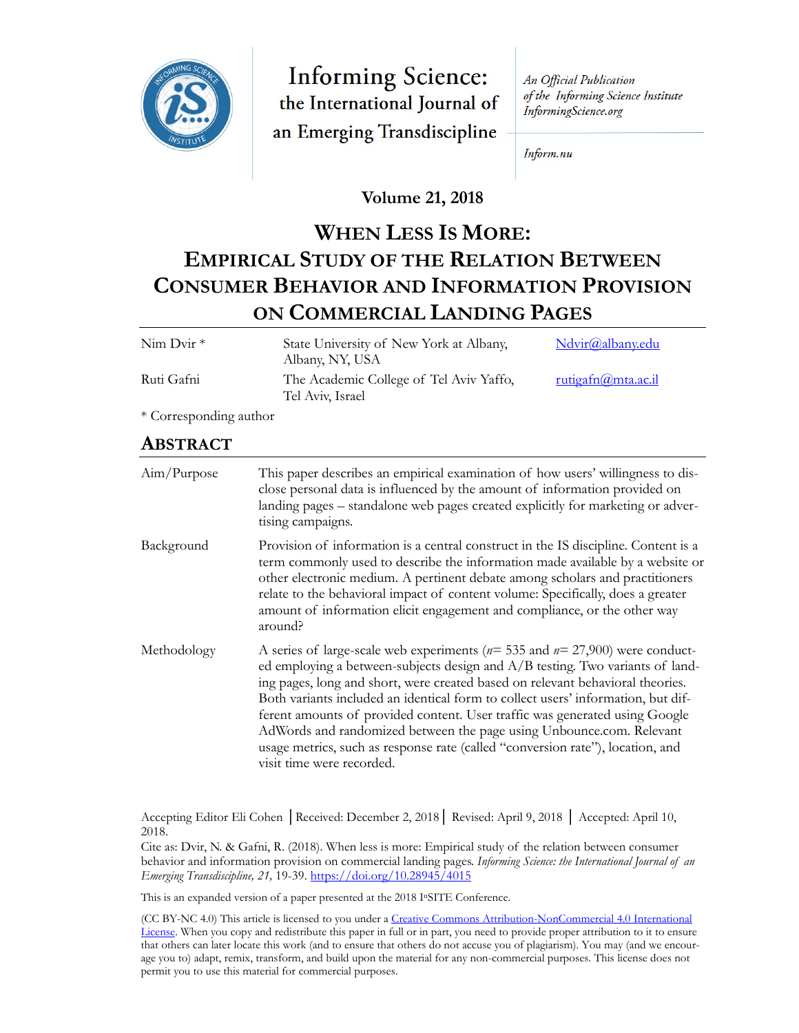Informing Science: the International Journal of an Emerging Transdiscipline

*An Official Publication of the Informing Science Institute InformingScience.org*

*Inform.nu*

**Volume 21, 2018**

# WHEN LESS IS MORE: EMPIRICAL STUDY OF THE RELATION BETWEEN CONSUMER BEHAVIOR AND INFORMATION PROVISION ON COMMERCIAL LANDING PAGES

| | | |
|---|---|---|
| Nim Dvir * | State University of New York at Albany, Albany, NY, USA | Ndvir@albany.edu |
| Ruti Gafni | The Academic College of Tel Aviv Yaffo, Tel Aviv, Israel | rutigafn@mta.ac.il |

\* Corresponding author

## ABSTRACT

| | |
|---|---|
| Aim/Purpose | This paper describes an empirical examination of how users' willingness to disclose personal data is influenced by the amount of information provided on landing pages – standalone web pages created explicitly for marketing or advertising campaigns. |
| Background | Provision of information is a central construct in the IS discipline. Content is a term commonly used to describe the information made available by a website or other electronic medium. A pertinent debate among scholars and practitioners relate to the behavioral impact of content volume: Specifically, does a greater amount of information elicit engagement and compliance, or the other way around? |
| Methodology | A series of large-scale web experiments (*n*= 535 and *n*= 27,900) were conducted employing a between-subjects design and A/B testing. Two variants of landing pages, long and short, were created based on relevant behavioral theories. Both variants included an identical form to collect users' information, but different amounts of provided content. User traffic was generated using Google AdWords and randomized between the page using Unbounce.com. Relevant usage metrics, such as response rate (called "conversion rate"), location, and visit time were recorded. |

Accepting Editor Eli Cohen │Received: December 2, 2018│ Revised: April 9, 2018 │ Accepted: April 10, 2018.

Cite as: Dvir, N. & Gafni, R. (2018). When less is more: Empirical study of the relation between consumer behavior and information provision on commercial landing pages. *Informing Science: the International Journal of an Emerging Transdiscipline, 21,* 19-39. https://doi.org/10.28945/4015

This is an expanded version of a paper presented at the 2018 InSITE Conference.

(CC BY-NC 4.0) This article is licensed to you under a Creative Commons Attribution-NonCommercial 4.0 International License. When you copy and redistribute this paper in full or in part, you need to provide proper attribution to it to ensure that others can later locate this work (and to ensure that others do not accuse you of plagiarism). You may (and we encourage you to) adapt, remix, transform, and build upon the material for any non-commercial purposes. This license does not permit you to use this material for commercial purposes.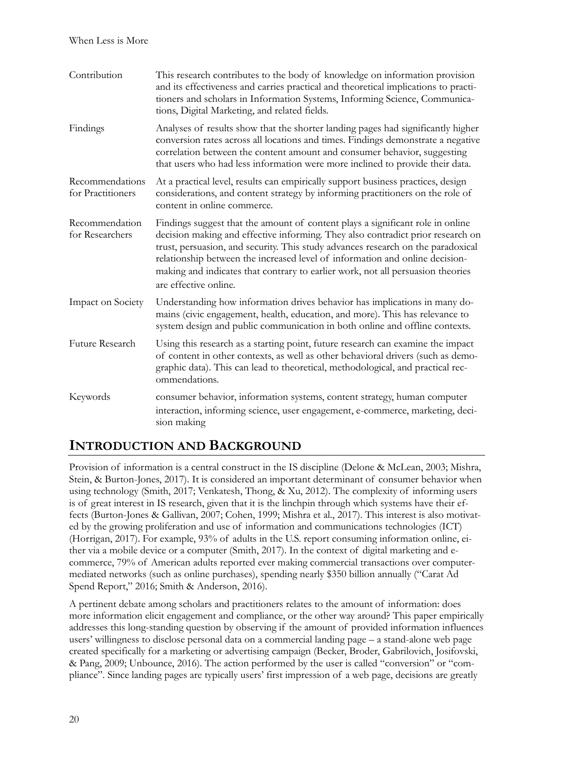| | |
|---|---|
| Contribution | This research contributes to the body of knowledge on information provision and its effectiveness and carries practical and theoretical implications to practitioners and scholars in Information Systems, Informing Science, Communications, Digital Marketing, and related fields. |
| Findings | Analyses of results show that the shorter landing pages had significantly higher conversion rates across all locations and times. Findings demonstrate a negative correlation between the content amount and consumer behavior, suggesting that users who had less information were more inclined to provide their data. |
| Recommendations for Practitioners | At a practical level, results can empirically support business practices, design considerations, and content strategy by informing practitioners on the role of content in online commerce. |
| Recommendation for Researchers | Findings suggest that the amount of content plays a significant role in online decision making and effective informing. They also contradict prior research on trust, persuasion, and security. This study advances research on the paradoxical relationship between the increased level of information and online decision-making and indicates that contrary to earlier work, not all persuasion theories are effective online. |
| Impact on Society | Understanding how information drives behavior has implications in many domains (civic engagement, health, education, and more). This has relevance to system design and public communication in both online and offline contexts. |
| Future Research | Using this research as a starting point, future research can examine the impact of content in other contexts, as well as other behavioral drivers (such as demographic data). This can lead to theoretical, methodological, and practical recommendations. |
| Keywords | consumer behavior, information systems, content strategy, human computer interaction, informing science, user engagement, e-commerce, marketing, decision making |

## INTRODUCTION AND BACKGROUND

Provision of information is a central construct in the IS discipline (Delone & McLean, 2003; Mishra, Stein, & Burton-Jones, 2017). It is considered an important determinant of consumer behavior when using technology (Smith, 2017; Venkatesh, Thong, & Xu, 2012). The complexity of informing users is of great interest in IS research, given that it is the linchpin through which systems have their effects (Burton-Jones & Gallivan, 2007; Cohen, 1999; Mishra et al., 2017). This interest is also motivated by the growing proliferation and use of information and communications technologies (ICT) (Horrigan, 2017). For example, 93% of adults in the U.S. report consuming information online, either via a mobile device or a computer (Smith, 2017). In the context of digital marketing and e-commerce, 79% of American adults reported ever making commercial transactions over computer-mediated networks (such as online purchases), spending nearly $350 billion annually ("Carat Ad Spend Report," 2016; Smith & Anderson, 2016).

A pertinent debate among scholars and practitioners relates to the amount of information: does more information elicit engagement and compliance, or the other way around? This paper empirically addresses this long-standing question by observing if the amount of provided information influences users' willingness to disclose personal data on a commercial landing page – a stand-alone web page created specifically for a marketing or advertising campaign (Becker, Broder, Gabrilovich, Josifovski, & Pang, 2009; Unbounce, 2016). The action performed by the user is called "conversion" or "compliance". Since landing pages are typically users' first impression of a web page, decisions are greatly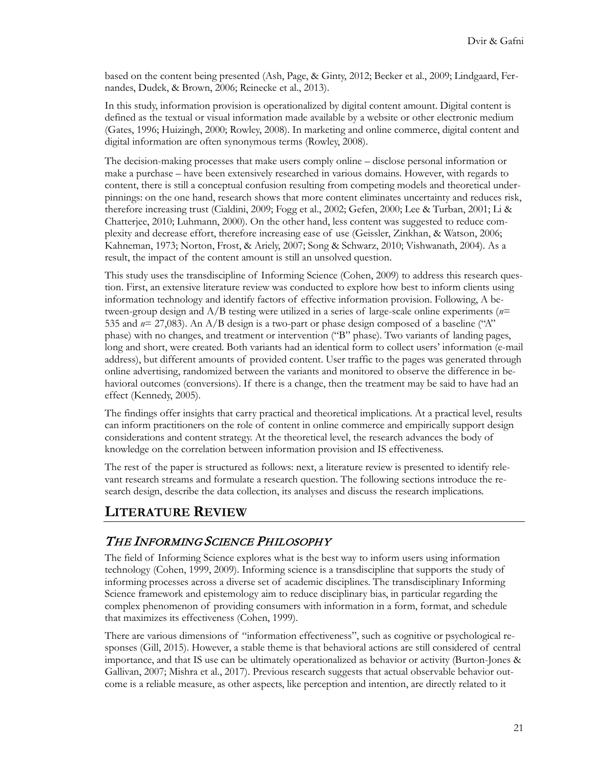based on the content being presented (Ash, Page, & Ginty, 2012; Becker et al., 2009; Lindgaard, Fernandes, Dudek, & Brown, 2006; Reinecke et al., 2013).

In this study, information provision is operationalized by digital content amount. Digital content is defined as the textual or visual information made available by a website or other electronic medium (Gates, 1996; Huizingh, 2000; Rowley, 2008). In marketing and online commerce, digital content and digital information are often synonymous terms (Rowley, 2008).

The decision-making processes that make users comply online – disclose personal information or make a purchase – have been extensively researched in various domains. However, with regards to content, there is still a conceptual confusion resulting from competing models and theoretical underpinnings: on the one hand, research shows that more content eliminates uncertainty and reduces risk, therefore increasing trust (Cialdini, 2009; Fogg et al., 2002; Gefen, 2000; Lee & Turban, 2001; Li & Chatterjee, 2010; Luhmann, 2000). On the other hand, less content was suggested to reduce complexity and decrease effort, therefore increasing ease of use (Geissler, Zinkhan, & Watson, 2006; Kahneman, 1973; Norton, Frost, & Ariely, 2007; Song & Schwarz, 2010; Vishwanath, 2004). As a result, the impact of the content amount is still an unsolved question.

This study uses the transdiscipline of Informing Science (Cohen, 2009) to address this research question. First, an extensive literature review was conducted to explore how best to inform clients using information technology and identify factors of effective information provision. Following, A between-group design and A/B testing were utilized in a series of large-scale online experiments (*n*= 535 and *n*= 27,083). An A/B design is a two-part or phase design composed of a baseline ("A" phase) with no changes, and treatment or intervention ("B" phase). Two variants of landing pages, long and short, were created. Both variants had an identical form to collect users' information (e-mail address), but different amounts of provided content. User traffic to the pages was generated through online advertising, randomized between the variants and monitored to observe the difference in behavioral outcomes (conversions). If there is a change, then the treatment may be said to have had an effect (Kennedy, 2005).

The findings offer insights that carry practical and theoretical implications. At a practical level, results can inform practitioners on the role of content in online commerce and empirically support design considerations and content strategy. At the theoretical level, the research advances the body of knowledge on the correlation between information provision and IS effectiveness.

The rest of the paper is structured as follows: next, a literature review is presented to identify relevant research streams and formulate a research question. The following sections introduce the research design, describe the data collection, its analyses and discuss the research implications.

## LITERATURE REVIEW

### *THE INFORMING SCIENCE PHILOSOPHY*

The field of Informing Science explores what is the best way to inform users using information technology (Cohen, 1999, 2009). Informing science is a transdiscipline that supports the study of informing processes across a diverse set of academic disciplines. The transdisciplinary Informing Science framework and epistemology aim to reduce disciplinary bias, in particular regarding the complex phenomenon of providing consumers with information in a form, format, and schedule that maximizes its effectiveness (Cohen, 1999).

There are various dimensions of "information effectiveness", such as cognitive or psychological responses (Gill, 2015). However, a stable theme is that behavioral actions are still considered of central importance, and that IS use can be ultimately operationalized as behavior or activity (Burton-Jones & Gallivan, 2007; Mishra et al., 2017). Previous research suggests that actual observable behavior outcome is a reliable measure, as other aspects, like perception and intention, are directly related to it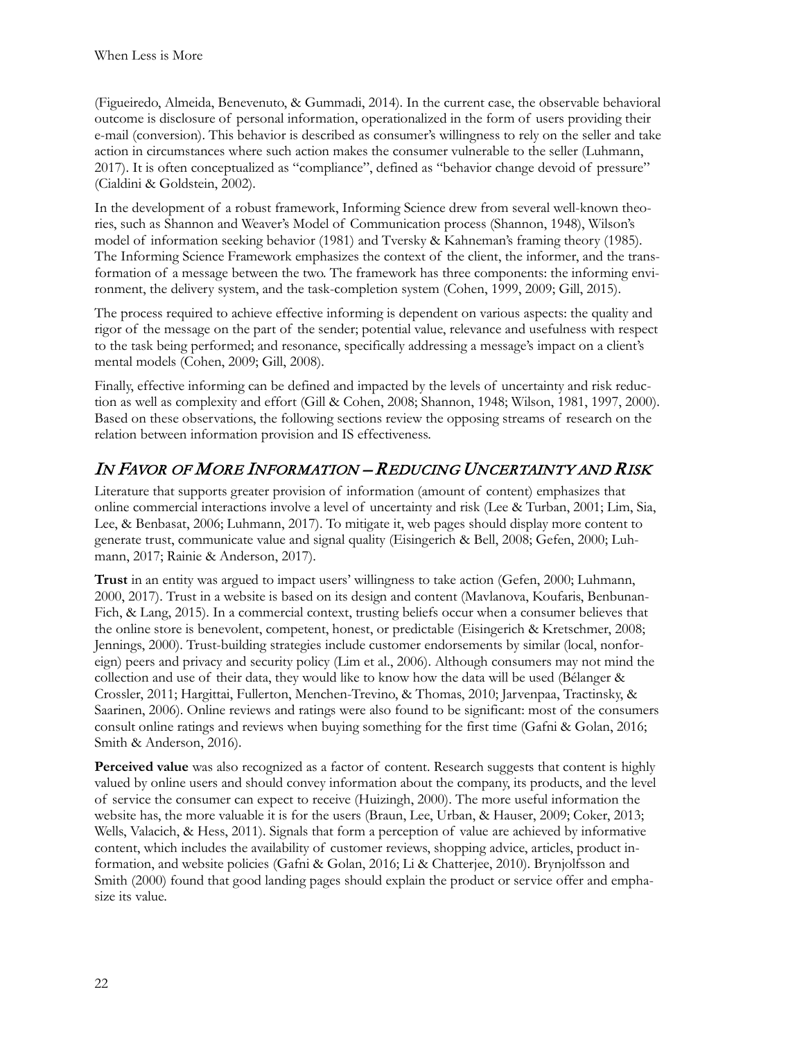(Figueiredo, Almeida, Benevenuto, & Gummadi, 2014). In the current case, the observable behavioral outcome is disclosure of personal information, operationalized in the form of users providing their e-mail (conversion). This behavior is described as consumer's willingness to rely on the seller and take action in circumstances where such action makes the consumer vulnerable to the seller (Luhmann, 2017). It is often conceptualized as "compliance", defined as "behavior change devoid of pressure" (Cialdini & Goldstein, 2002).

In the development of a robust framework, Informing Science drew from several well-known theories, such as Shannon and Weaver's Model of Communication process (Shannon, 1948), Wilson's model of information seeking behavior (1981) and Tversky & Kahneman's framing theory (1985). The Informing Science Framework emphasizes the context of the client, the informer, and the transformation of a message between the two. The framework has three components: the informing environment, the delivery system, and the task-completion system (Cohen, 1999, 2009; Gill, 2015).

The process required to achieve effective informing is dependent on various aspects: the quality and rigor of the message on the part of the sender; potential value, relevance and usefulness with respect to the task being performed; and resonance, specifically addressing a message's impact on a client's mental models (Cohen, 2009; Gill, 2008).

Finally, effective informing can be defined and impacted by the levels of uncertainty and risk reduction as well as complexity and effort (Gill & Cohen, 2008; Shannon, 1948; Wilson, 1981, 1997, 2000). Based on these observations, the following sections review the opposing streams of research on the relation between information provision and IS effectiveness.

## *In Favor of More Information – Reducing Uncertainty and Risk*

Literature that supports greater provision of information (amount of content) emphasizes that online commercial interactions involve a level of uncertainty and risk (Lee & Turban, 2001; Lim, Sia, Lee, & Benbasat, 2006; Luhmann, 2017). To mitigate it, web pages should display more content to generate trust, communicate value and signal quality (Eisingerich & Bell, 2008; Gefen, 2000; Luhmann, 2017; Rainie & Anderson, 2017).

**Trust** in an entity was argued to impact users' willingness to take action (Gefen, 2000; Luhmann, 2000, 2017). Trust in a website is based on its design and content (Mavlanova, Koufaris, Benbunan-Fich, & Lang, 2015). In a commercial context, trusting beliefs occur when a consumer believes that the online store is benevolent, competent, honest, or predictable (Eisingerich & Kretschmer, 2008; Jennings, 2000). Trust-building strategies include customer endorsements by similar (local, nonforeign) peers and privacy and security policy (Lim et al., 2006). Although consumers may not mind the collection and use of their data, they would like to know how the data will be used (Bélanger & Crossler, 2011; Hargittai, Fullerton, Menchen-Trevino, & Thomas, 2010; Jarvenpaa, Tractinsky, & Saarinen, 2006). Online reviews and ratings were also found to be significant: most of the consumers consult online ratings and reviews when buying something for the first time (Gafni & Golan, 2016; Smith & Anderson, 2016).

**Perceived value** was also recognized as a factor of content. Research suggests that content is highly valued by online users and should convey information about the company, its products, and the level of service the consumer can expect to receive (Huizingh, 2000). The more useful information the website has, the more valuable it is for the users (Braun, Lee, Urban, & Hauser, 2009; Coker, 2013; Wells, Valacich, & Hess, 2011). Signals that form a perception of value are achieved by informative content, which includes the availability of customer reviews, shopping advice, articles, product information, and website policies (Gafni & Golan, 2016; Li & Chatterjee, 2010). Brynjolfsson and Smith (2000) found that good landing pages should explain the product or service offer and emphasize its value.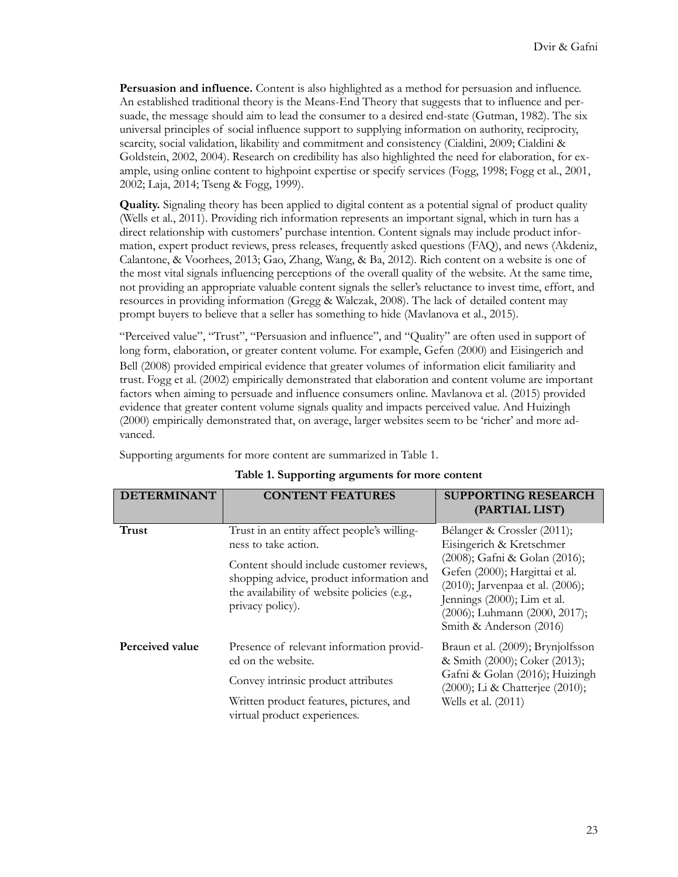**Persuasion and influence.** Content is also highlighted as a method for persuasion and influence. An established traditional theory is the Means-End Theory that suggests that to influence and persuade, the message should aim to lead the consumer to a desired end-state (Gutman, 1982). The six universal principles of social influence support to supplying information on authority, reciprocity, scarcity, social validation, likability and commitment and consistency (Cialdini, 2009; Cialdini & Goldstein, 2002, 2004). Research on credibility has also highlighted the need for elaboration, for example, using online content to highpoint expertise or specify services (Fogg, 1998; Fogg et al., 2001, 2002; Laja, 2014; Tseng & Fogg, 1999).

**Quality.** Signaling theory has been applied to digital content as a potential signal of product quality (Wells et al., 2011). Providing rich information represents an important signal, which in turn has a direct relationship with customers' purchase intention. Content signals may include product information, expert product reviews, press releases, frequently asked questions (FAQ), and news (Akdeniz, Calantone, & Voorhees, 2013; Gao, Zhang, Wang, & Ba, 2012). Rich content on a website is one of the most vital signals influencing perceptions of the overall quality of the website. At the same time, not providing an appropriate valuable content signals the seller's reluctance to invest time, effort, and resources in providing information (Gregg & Walczak, 2008). The lack of detailed content may prompt buyers to believe that a seller has something to hide (Mavlanova et al., 2015).

"Perceived value", "Trust", "Persuasion and influence", and "Quality" are often used in support of long form, elaboration, or greater content volume. For example, Gefen (2000) and Eisingerich and Bell (2008) provided empirical evidence that greater volumes of information elicit familiarity and trust. Fogg et al. (2002) empirically demonstrated that elaboration and content volume are important factors when aiming to persuade and influence consumers online. Mavlanova et al. (2015) provided evidence that greater content volume signals quality and impacts perceived value. And Huizingh (2000) empirically demonstrated that, on average, larger websites seem to be 'richer' and more advanced.

Supporting arguments for more content are summarized in Table 1.

**Table 1. Supporting arguments for more content**

| DETERMINANT | CONTENT FEATURES | SUPPORTING RESEARCH (PARTIAL LIST) |
|---|---|---|
| **Trust** | Trust in an entity affect people's willingness to take action.<br><br>Content should include customer reviews, shopping advice, product information and the availability of website policies (e.g., privacy policy). | Bélanger & Crossler (2011); Eisingerich & Kretschmer (2008); Gafni & Golan (2016); Gefen (2000); Hargittai et al. (2010); Jarvenpaa et al. (2006); Jennings (2000); Lim et al. (2006); Luhmann (2000, 2017); Smith & Anderson (2016) |
| **Perceived value** | Presence of relevant information provided on the website.<br><br>Convey intrinsic product attributes<br><br>Written product features, pictures, and virtual product experiences. | Braun et al. (2009); Brynjolfsson & Smith (2000); Coker (2013); Gafni & Golan (2016); Huizingh (2000); Li & Chatterjee (2010); Wells et al. (2011) |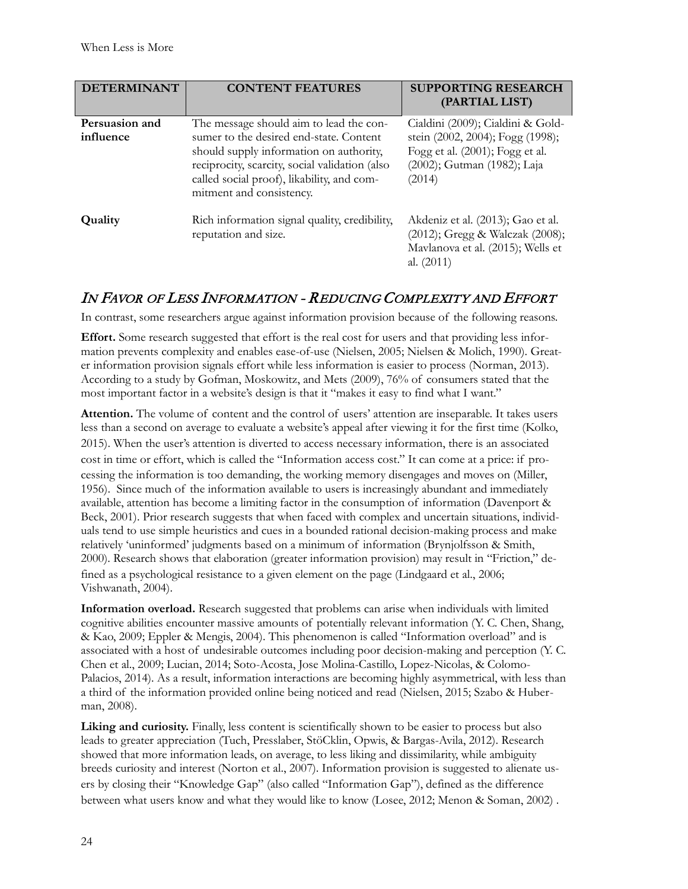| DETERMINANT | CONTENT FEATURES | SUPPORTING RESEARCH (PARTIAL LIST) |
| --- | --- | --- |
| **Persuasion and influence** | The message should aim to lead the consumer to the desired end-state. Content should supply information on authority, reciprocity, scarcity, social validation (also called social proof), likability, and commitment and consistency. | Cialdini (2009); Cialdini & Goldstein (2002, 2004); Fogg (1998); Fogg et al. (2001); Fogg et al. (2002); Gutman (1982); Laja (2014) |
| **Quality** | Rich information signal quality, credibility, reputation and size. | Akdeniz et al. (2013); Gao et al. (2012); Gregg & Walczak (2008); Mavlanova et al. (2015); Wells et al. (2011) |

## *In Favor of Less Information - Reducing Complexity and Effort*

In contrast, some researchers argue against information provision because of the following reasons.

**Effort.** Some research suggested that effort is the real cost for users and that providing less information prevents complexity and enables ease-of-use (Nielsen, 2005; Nielsen & Molich, 1990). Greater information provision signals effort while less information is easier to process (Norman, 2013). According to a study by Gofman, Moskowitz, and Mets (2009), 76% of consumers stated that the most important factor in a website's design is that it "makes it easy to find what I want."

**Attention.** The volume of content and the control of users' attention are inseparable. It takes users less than a second on average to evaluate a website's appeal after viewing it for the first time (Kolko, 2015). When the user's attention is diverted to access necessary information, there is an associated cost in time or effort, which is called the "Information access cost." It can come at a price: if processing the information is too demanding, the working memory disengages and moves on (Miller, 1956). Since much of the information available to users is increasingly abundant and immediately available, attention has become a limiting factor in the consumption of information (Davenport & Beck, 2001). Prior research suggests that when faced with complex and uncertain situations, individuals tend to use simple heuristics and cues in a bounded rational decision-making process and make relatively 'uninformed' judgments based on a minimum of information (Brynjolfsson & Smith, 2000). Research shows that elaboration (greater information provision) may result in "Friction," defined as a psychological resistance to a given element on the page (Lindgaard et al., 2006; Vishwanath, 2004).

**Information overload.** Research suggested that problems can arise when individuals with limited cognitive abilities encounter massive amounts of potentially relevant information (Y. C. Chen, Shang, & Kao, 2009; Eppler & Mengis, 2004). This phenomenon is called "Information overload" and is associated with a host of undesirable outcomes including poor decision-making and perception (Y. C. Chen et al., 2009; Lucian, 2014; Soto-Acosta, Jose Molina-Castillo, Lopez-Nicolas, & Colomo-Palacios, 2014). As a result, information interactions are becoming highly asymmetrical, with less than a third of the information provided online being noticed and read (Nielsen, 2015; Szabo & Huberman, 2008).

**Liking and curiosity.** Finally, less content is scientifically shown to be easier to process but also leads to greater appreciation (Tuch, Presslaber, StöCklin, Opwis, & Bargas-Avila, 2012). Research showed that more information leads, on average, to less liking and dissimilarity, while ambiguity breeds curiosity and interest (Norton et al., 2007). Information provision is suggested to alienate users by closing their "Knowledge Gap" (also called "Information Gap"), defined as the difference between what users know and what they would like to know (Losee, 2012; Menon & Soman, 2002) .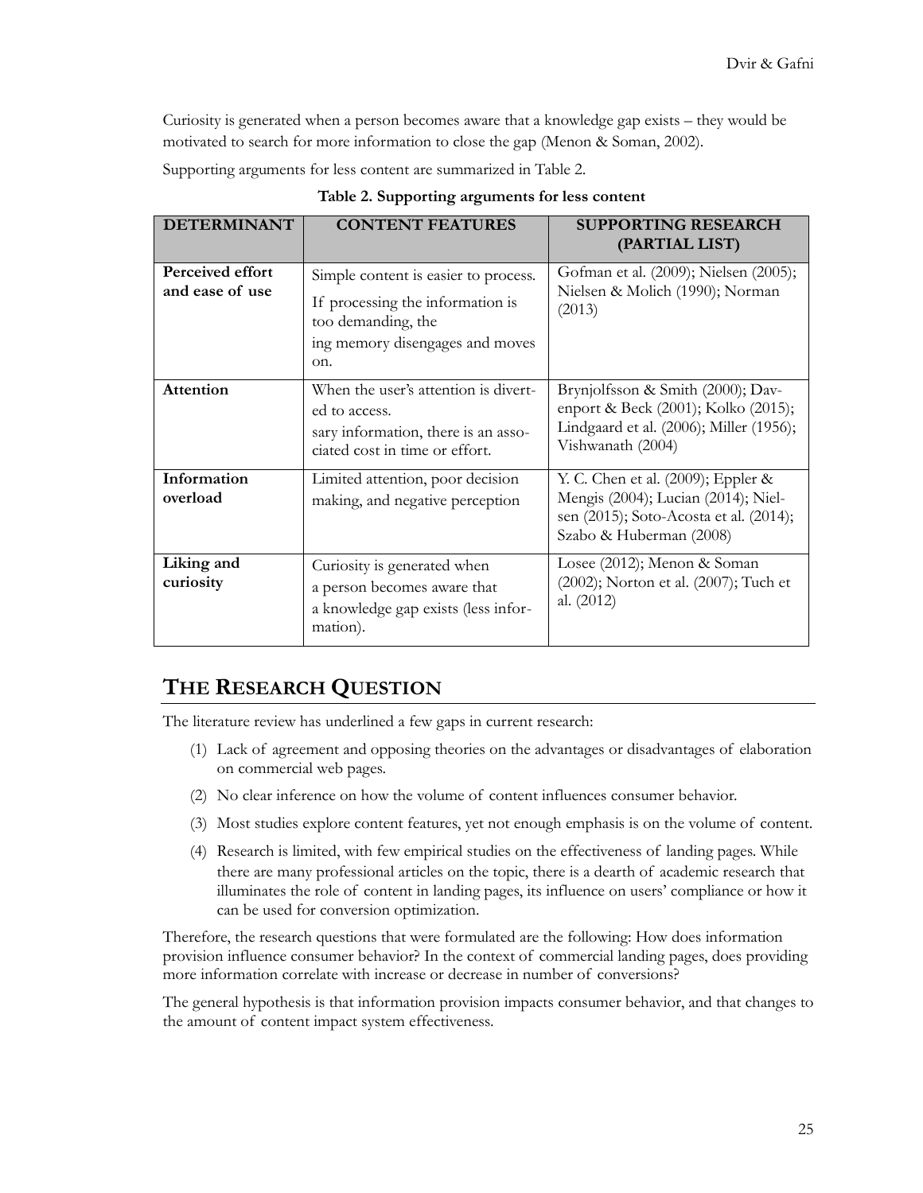Curiosity is generated when a person becomes aware that a knowledge gap exists – they would be motivated to search for more information to close the gap (Menon & Soman, 2002).

Supporting arguments for less content are summarized in Table 2.

**Table 2. Supporting arguments for less content**

| DETERMINANT | CONTENT FEATURES | SUPPORTING RESEARCH (PARTIAL LIST) |
|---|---|---|
| **Perceived effort and ease of use** | Simple content is easier to process. If processing the information is too demanding, the ing memory disengages and moves on. | Gofman et al. (2009); Nielsen (2005); Nielsen & Molich (1990); Norman (2013) |
| **Attention** | When the user's attention is diverted to access. sary information, there is an associated cost in time or effort. | Brynjolfsson & Smith (2000); Davenport & Beck (2001); Kolko (2015); Lindgaard et al. (2006); Miller (1956); Vishwanath (2004) |
| **Information overload** | Limited attention, poor decision making, and negative perception | Y. C. Chen et al. (2009); Eppler & Mengis (2004); Lucian (2014); Nielsen (2015); Soto-Acosta et al. (2014); Szabo & Huberman (2008) |
| **Liking and curiosity** | Curiosity is generated when a person becomes aware that a knowledge gap exists (less information). | Losee (2012); Menon & Soman (2002); Norton et al. (2007); Tuch et al. (2012) |

## THE RESEARCH QUESTION

The literature review has underlined a few gaps in current research:

(1) Lack of agreement and opposing theories on the advantages or disadvantages of elaboration on commercial web pages.

(2) No clear inference on how the volume of content influences consumer behavior.

(3) Most studies explore content features, yet not enough emphasis is on the volume of content.

(4) Research is limited, with few empirical studies on the effectiveness of landing pages. While there are many professional articles on the topic, there is a dearth of academic research that illuminates the role of content in landing pages, its influence on users' compliance or how it can be used for conversion optimization.

Therefore, the research questions that were formulated are the following: How does information provision influence consumer behavior? In the context of commercial landing pages, does providing more information correlate with increase or decrease in number of conversions?

The general hypothesis is that information provision impacts consumer behavior, and that changes to the amount of content impact system effectiveness.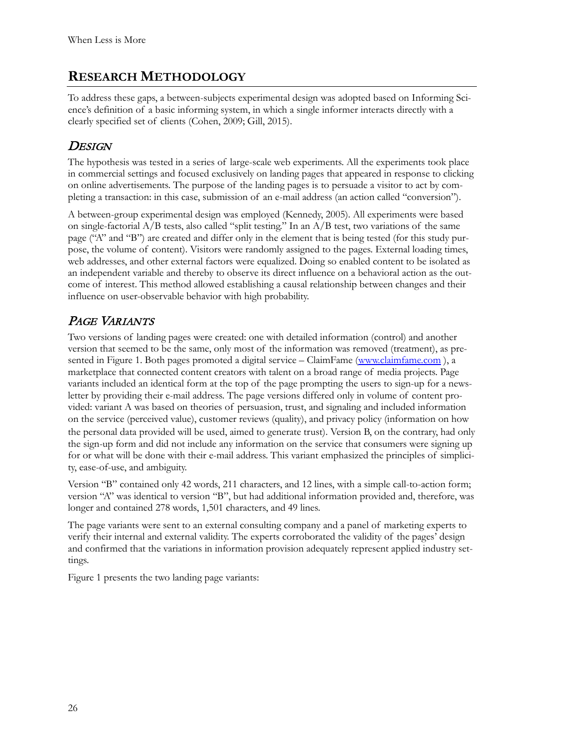## RESEARCH METHODOLOGY

To address these gaps, a between-subjects experimental design was adopted based on Informing Science's definition of a basic informing system, in which a single informer interacts directly with a clearly specified set of clients (Cohen, 2009; Gill, 2015).

### *DESIGN*

The hypothesis was tested in a series of large-scale web experiments. All the experiments took place in commercial settings and focused exclusively on landing pages that appeared in response to clicking on online advertisements. The purpose of the landing pages is to persuade a visitor to act by completing a transaction: in this case, submission of an e-mail address (an action called "conversion").

A between-group experimental design was employed (Kennedy, 2005). All experiments were based on single-factorial A/B tests, also called "split testing." In an A/B test, two variations of the same page ("A" and "B") are created and differ only in the element that is being tested (for this study purpose, the volume of content). Visitors were randomly assigned to the pages. External loading times, web addresses, and other external factors were equalized. Doing so enabled content to be isolated as an independent variable and thereby to observe its direct influence on a behavioral action as the outcome of interest. This method allowed establishing a causal relationship between changes and their influence on user-observable behavior with high probability.

### *PAGE VARIANTS*

Two versions of landing pages were created: one with detailed information (control) and another version that seemed to be the same, only most of the information was removed (treatment), as presented in Figure 1. Both pages promoted a digital service – ClaimFame (www.claimfame.com ), a marketplace that connected content creators with talent on a broad range of media projects. Page variants included an identical form at the top of the page prompting the users to sign-up for a newsletter by providing their e-mail address. The page versions differed only in volume of content provided: variant A was based on theories of persuasion, trust, and signaling and included information on the service (perceived value), customer reviews (quality), and privacy policy (information on how the personal data provided will be used, aimed to generate trust). Version B, on the contrary, had only the sign-up form and did not include any information on the service that consumers were signing up for or what will be done with their e-mail address. This variant emphasized the principles of simplicity, ease-of-use, and ambiguity.

Version "B" contained only 42 words, 211 characters, and 12 lines, with a simple call-to-action form; version "A" was identical to version "B", but had additional information provided and, therefore, was longer and contained 278 words, 1,501 characters, and 49 lines.

The page variants were sent to an external consulting company and a panel of marketing experts to verify their internal and external validity. The experts corroborated the validity of the pages' design and confirmed that the variations in information provision adequately represent applied industry settings.

Figure 1 presents the two landing page variants: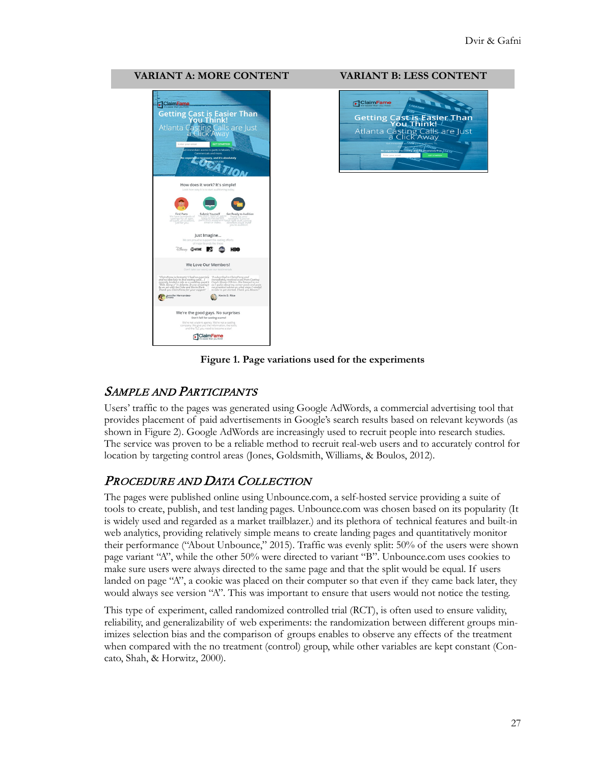| VARIANT A: MORE CONTENT | VARIANT B: LESS CONTENT |
| --- | --- |

**Figure 1. Page variations used for the experiments**

## *Sample and Participants*

Users' traffic to the pages was generated using Google AdWords, a commercial advertising tool that provides placement of paid advertisements in Google's search results based on relevant keywords (as shown in Figure 2). Google AdWords are increasingly used to recruit people into research studies. The service was proven to be a reliable method to recruit real-web users and to accurately control for location by targeting control areas (Jones, Goldsmith, Williams, & Boulos, 2012).

## *Procedure and Data Collection*

The pages were published online using Unbounce.com, a self-hosted service providing a suite of tools to create, publish, and test landing pages. Unbounce.com was chosen based on its popularity (It is widely used and regarded as a market trailblazer.) and its plethora of technical features and built-in web analytics, providing relatively simple means to create landing pages and quantitatively monitor their performance ("About Unbounce," 2015). Traffic was evenly split: 50% of the users were shown page variant "A", while the other 50% were directed to variant "B". Unbounce.com uses cookies to make sure users were always directed to the same page and that the split would be equal. If users landed on page "A", a cookie was placed on their computer so that even if they came back later, they would always see version "A". This was important to ensure that users would not notice the testing.

This type of experiment, called randomized controlled trial (RCT), is often used to ensure validity, reliability, and generalizability of web experiments: the randomization between different groups minimizes selection bias and the comparison of groups enables to observe any effects of the treatment when compared with the no treatment (control) group, while other variables are kept constant (Concato, Shah, & Horwitz, 2000).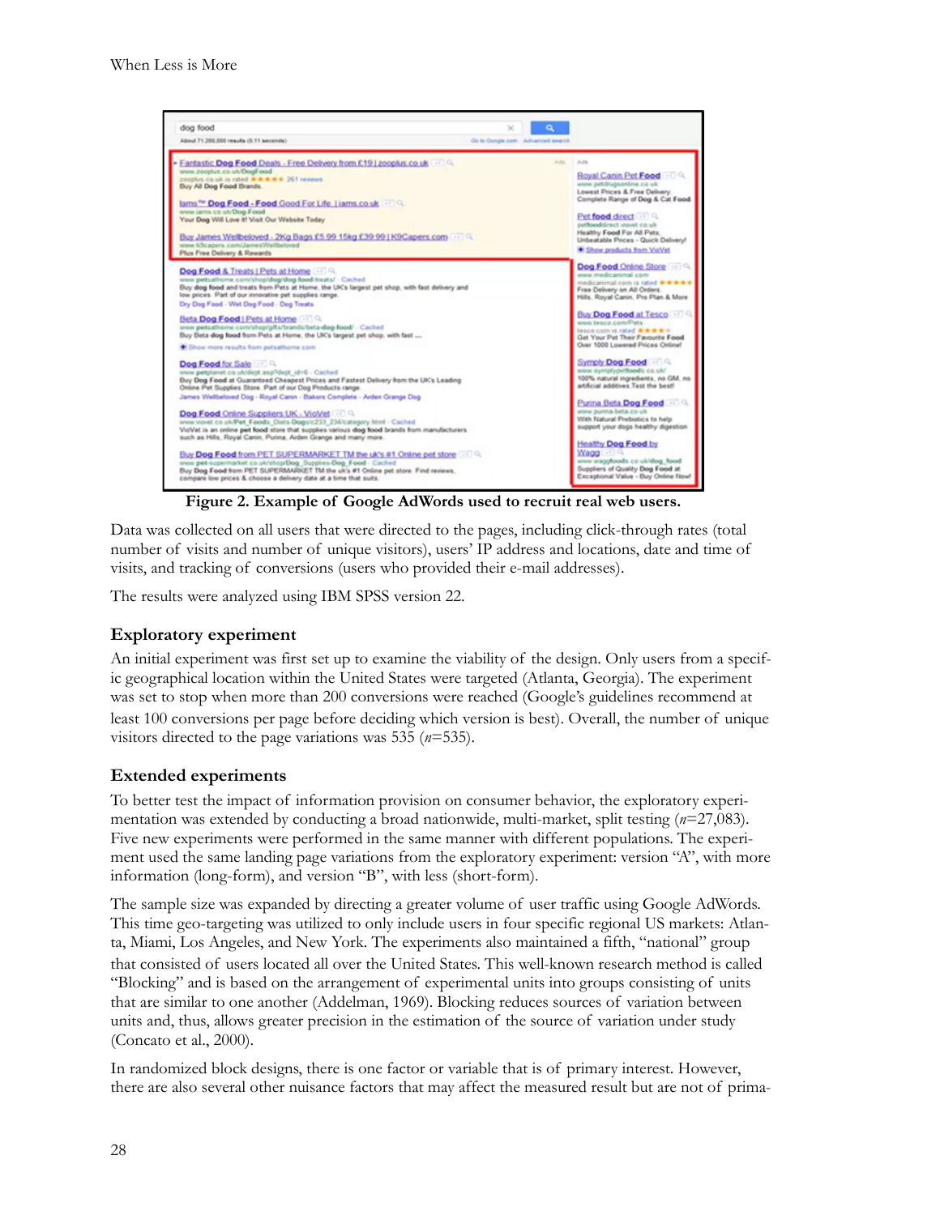**Figure 2. Example of Google AdWords used to recruit real web users.**

Data was collected on all users that were directed to the pages, including click-through rates (total number of visits and number of unique visitors), users' IP address and locations, date and time of visits, and tracking of conversions (users who provided their e-mail addresses).

The results were analyzed using IBM SPSS version 22.

### Exploratory experiment

An initial experiment was first set up to examine the viability of the design. Only users from a specific geographical location within the United States were targeted (Atlanta, Georgia). The experiment was set to stop when more than 200 conversions were reached (Google's guidelines recommend at least 100 conversions per page before deciding which version is best). Overall, the number of unique visitors directed to the page variations was 535 ($n$=535).

### Extended experiments

To better test the impact of information provision on consumer behavior, the exploratory experimentation was extended by conducting a broad nationwide, multi-market, split testing ($n$=27,083). Five new experiments were performed in the same manner with different populations. The experiment used the same landing page variations from the exploratory experiment: version "A", with more information (long-form), and version "B", with less (short-form).

The sample size was expanded by directing a greater volume of user traffic using Google AdWords. This time geo-targeting was utilized to only include users in four specific regional US markets: Atlanta, Miami, Los Angeles, and New York. The experiments also maintained a fifth, "national" group that consisted of users located all over the United States. This well-known research method is called "Blocking" and is based on the arrangement of experimental units into groups consisting of units that are similar to one another (Addelman, 1969). Blocking reduces sources of variation between units and, thus, allows greater precision in the estimation of the source of variation under study (Concato et al., 2000).

In randomized block designs, there is one factor or variable that is of primary interest. However, there are also several other nuisance factors that may affect the measured result but are not of prima-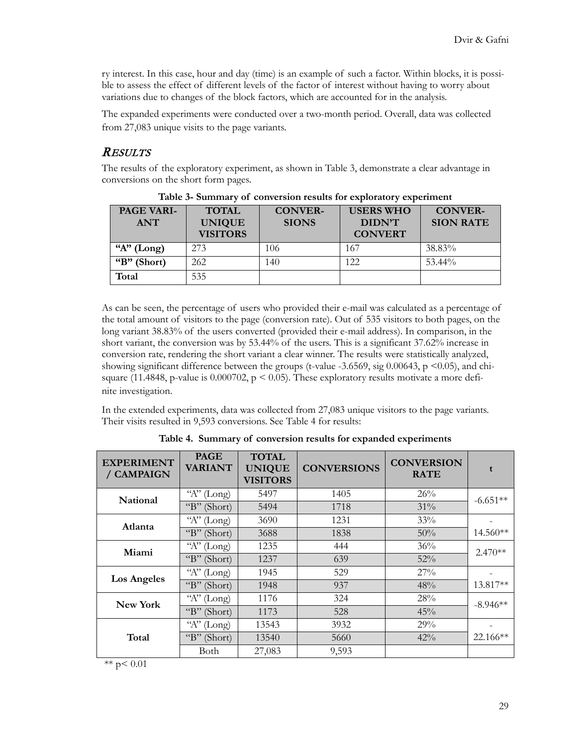ry interest. In this case, hour and day (time) is an example of such a factor. Within blocks, it is possible to assess the effect of different levels of the factor of interest without having to worry about variations due to changes of the block factors, which are accounted for in the analysis.

The expanded experiments were conducted over a two-month period. Overall, data was collected from 27,083 unique visits to the page variants.

## *RESULTS*

The results of the exploratory experiment, as shown in Table 3, demonstrate a clear advantage in conversions on the short form pages.

**Table 3- Summary of conversion results for exploratory experiment**

| PAGE VARIANT | TOTAL UNIQUE VISITORS | CONVERSIONS | USERS WHO DIDN'T CONVERT | CONVERSION RATE |
|---|---|---|---|---|
| **"A" (Long)** | 273 | 106 | 167 | 38.83% |
| **"B" (Short)** | 262 | 140 | 122 | 53.44% |
| **Total** | 535 | | | |

As can be seen, the percentage of users who provided their e-mail was calculated as a percentage of the total amount of visitors to the page (conversion rate). Out of 535 visitors to both pages, on the long variant 38.83% of the users converted (provided their e-mail address). In comparison, in the short variant, the conversion was by 53.44% of the users. This is a significant 37.62% increase in conversion rate, rendering the short variant a clear winner. The results were statistically analyzed, showing significant difference between the groups (t-value -3.6569, sig 0.00643, $p < 0.05$), and chi-square (11.4848, p-value is 0.000702, $p < 0.05$). These exploratory results motivate a more definite investigation.

In the extended experiments, data was collected from 27,083 unique visitors to the page variants. Their visits resulted in 9,593 conversions. See Table 4 for results:

**Table 4. Summary of conversion results for expanded experiments**

| EXPERIMENT / CAMPAIGN | PAGE VARIANT | TOTAL UNIQUE VISITORS | CONVERSIONS | CONVERSION RATE | t |
|---|---|---|---|---|---|
| **National** | "A" (Long) | 5497 | 1405 | 26% | -6.651** |
| | "B" (Short) | 5494 | 1718 | 31% | |
| **Atlanta** | "A" (Long) | 3690 | 1231 | 33% | -14.560** |
| | "B" (Short) | 3688 | 1838 | 50% | |
| **Miami** | "A" (Long) | 1235 | 444 | 36% | 2.470** |
| | "B" (Short) | 1237 | 639 | 52% | |
| **Los Angeles** | "A" (Long) | 1945 | 529 | 27% | -13.817** |
| | "B" (Short) | 1948 | 937 | 48% | |
| **New York** | "A" (Long) | 1176 | 324 | 28% | -8.946** |
| | "B" (Short) | 1173 | 528 | 45% | |
| **Total** | "A" (Long) | 13543 | 3932 | 29% | -22.166** |
| | "B" (Short) | 13540 | 5660 | 42% | |
| | Both | 27,083 | 9,593 | | |

** $p < 0.01$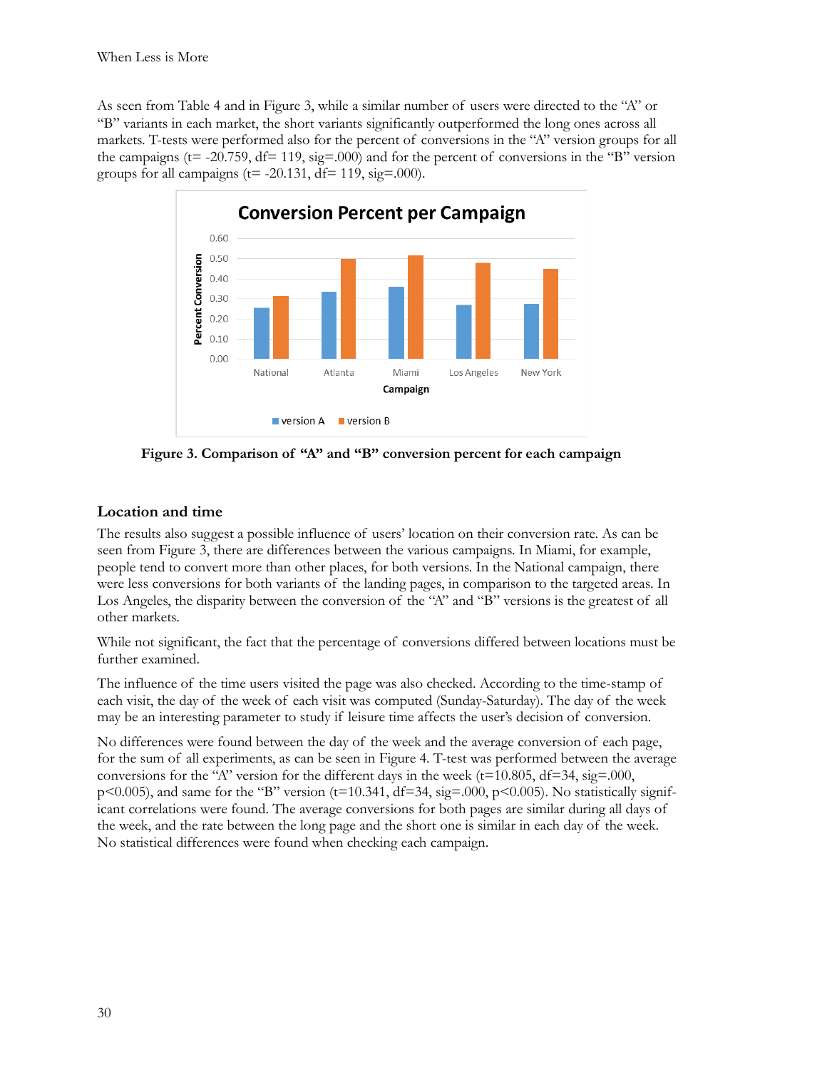As seen from Table 4 and in Figure 3, while a similar number of users were directed to the "A" or "B" variants in each market, the short variants significantly outperformed the long ones across all markets. T-tests were performed also for the percent of conversions in the "A" version groups for all the campaigns (t= -20.759, df= 119, sig=.000) and for the percent of conversions in the "B" version groups for all campaigns (t= -20.131, df= 119, sig=.000).

**Figure 3. Comparison of "A" and "B" conversion percent for each campaign**

## Location and time

The results also suggest a possible influence of users' location on their conversion rate. As can be seen from Figure 3, there are differences between the various campaigns. In Miami, for example, people tend to convert more than other places, for both versions. In the National campaign, there were less conversions for both variants of the landing pages, in comparison to the targeted areas. In Los Angeles, the disparity between the conversion of the "A" and "B" versions is the greatest of all other markets.

While not significant, the fact that the percentage of conversions differed between locations must be further examined.

The influence of the time users visited the page was also checked. According to the time-stamp of each visit, the day of the week of each visit was computed (Sunday-Saturday). The day of the week may be an interesting parameter to study if leisure time affects the user's decision of conversion.

No differences were found between the day of the week and the average conversion of each page, for the sum of all experiments, as can be seen in Figure 4. T-test was performed between the average conversions for the "A" version for the different days in the week (t=10.805, df=34, sig=.000, $p<0.005$), and same for the "B" version (t=10.341, df=34, sig=.000, $p<0.005$). No statistically significant correlations were found. The average conversions for both pages are similar during all days of the week, and the rate between the long page and the short one is similar in each day of the week. No statistical differences were found when checking each campaign.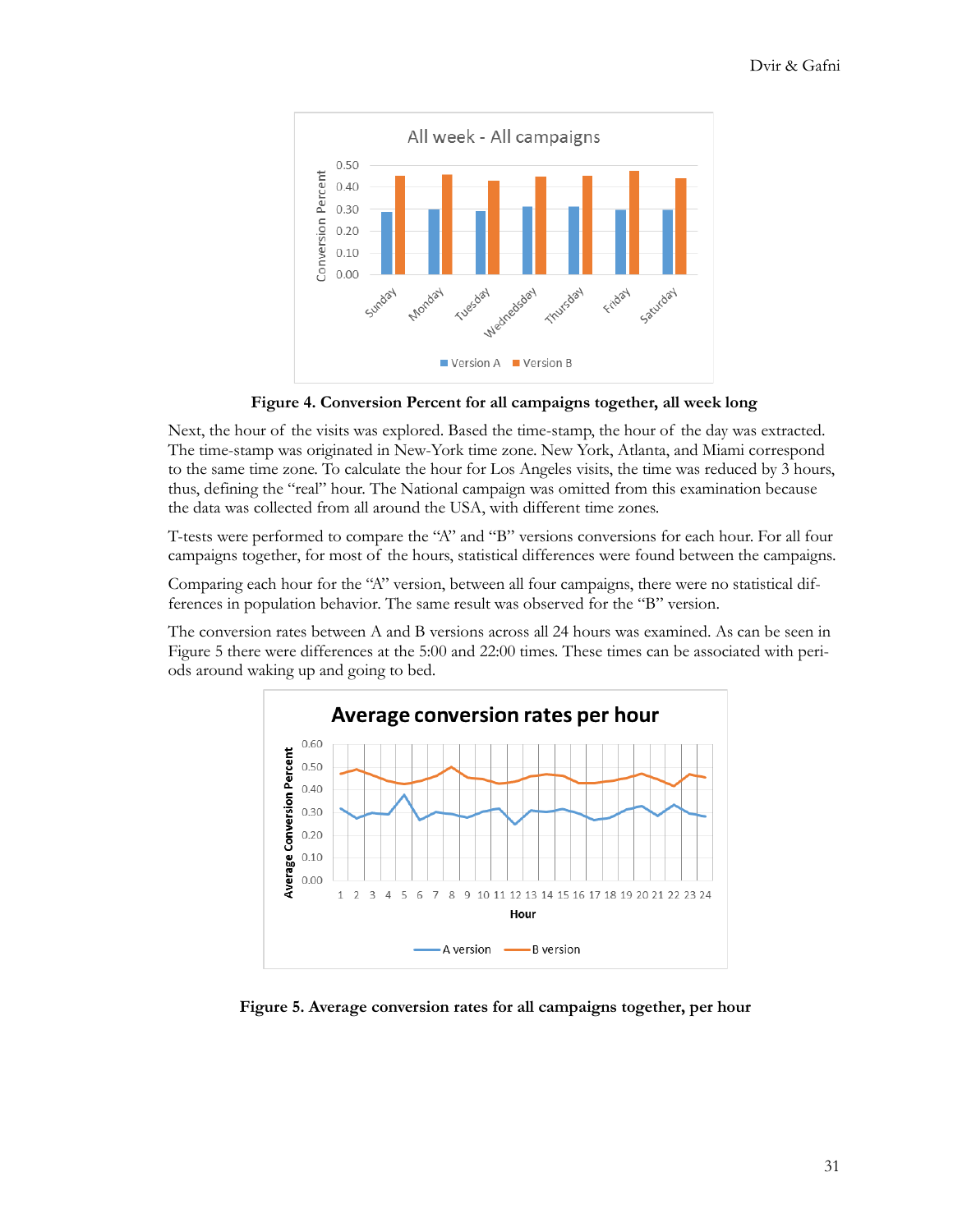**Figure 4. Conversion Percent for all campaigns together, all week long**

Next, the hour of the visits was explored. Based the time-stamp, the hour of the day was extracted. The time-stamp was originated in New-York time zone. New York, Atlanta, and Miami correspond to the same time zone. To calculate the hour for Los Angeles visits, the time was reduced by 3 hours, thus, defining the "real" hour. The National campaign was omitted from this examination because the data was collected from all around the USA, with different time zones.

T-tests were performed to compare the "A" and "B" versions conversions for each hour. For all four campaigns together, for most of the hours, statistical differences were found between the campaigns.

Comparing each hour for the "A" version, between all four campaigns, there were no statistical differences in population behavior. The same result was observed for the "B" version.

The conversion rates between A and B versions across all 24 hours was examined. As can be seen in Figure 5 there were differences at the 5:00 and 22:00 times. These times can be associated with periods around waking up and going to bed.

**Figure 5. Average conversion rates for all campaigns together, per hour**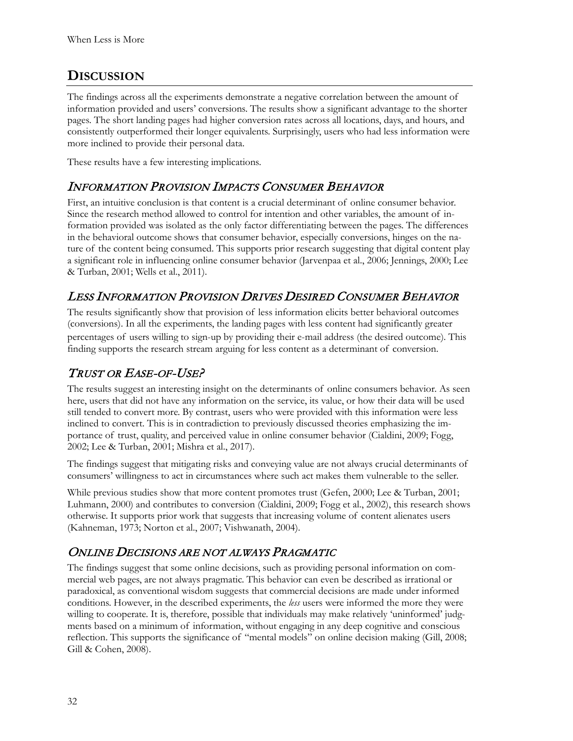## DISCUSSION

The findings across all the experiments demonstrate a negative correlation between the amount of information provided and users' conversions. The results show a significant advantage to the shorter pages. The short landing pages had higher conversion rates across all locations, days, and hours, and consistently outperformed their longer equivalents. Surprisingly, users who had less information were more inclined to provide their personal data.

These results have a few interesting implications.

### *INFORMATION PROVISION IMPACTS CONSUMER BEHAVIOR*

First, an intuitive conclusion is that content is a crucial determinant of online consumer behavior. Since the research method allowed to control for intention and other variables, the amount of information provided was isolated as the only factor differentiating between the pages. The differences in the behavioral outcome shows that consumer behavior, especially conversions, hinges on the nature of the content being consumed. This supports prior research suggesting that digital content play a significant role in influencing online consumer behavior (Jarvenpaa et al., 2006; Jennings, 2000; Lee & Turban, 2001; Wells et al., 2011).

### *LESS INFORMATION PROVISION DRIVES DESIRED CONSUMER BEHAVIOR*

The results significantly show that provision of less information elicits better behavioral outcomes (conversions). In all the experiments, the landing pages with less content had significantly greater percentages of users willing to sign-up by providing their e-mail address (the desired outcome). This finding supports the research stream arguing for less content as a determinant of conversion.

### *TRUST OR EASE-OF-USE?*

The results suggest an interesting insight on the determinants of online consumers behavior. As seen here, users that did not have any information on the service, its value, or how their data will be used still tended to convert more. By contrast, users who were provided with this information were less inclined to convert. This is in contradiction to previously discussed theories emphasizing the importance of trust, quality, and perceived value in online consumer behavior (Cialdini, 2009; Fogg, 2002; Lee & Turban, 2001; Mishra et al., 2017).

The findings suggest that mitigating risks and conveying value are not always crucial determinants of consumers' willingness to act in circumstances where such act makes them vulnerable to the seller.

While previous studies show that more content promotes trust (Gefen, 2000; Lee & Turban, 2001; Luhmann, 2000) and contributes to conversion (Cialdini, 2009; Fogg et al., 2002), this research shows otherwise. It supports prior work that suggests that increasing volume of content alienates users (Kahneman, 1973; Norton et al., 2007; Vishwanath, 2004).

### *ONLINE DECISIONS ARE NOT ALWAYS PRAGMATIC*

The findings suggest that some online decisions, such as providing personal information on commercial web pages, are not always pragmatic. This behavior can even be described as irrational or paradoxical, as conventional wisdom suggests that commercial decisions are made under informed conditions. However, in the described experiments, the *less* users were informed the more they were willing to cooperate. It is, therefore, possible that individuals may make relatively 'uninformed' judgments based on a minimum of information, without engaging in any deep cognitive and conscious reflection. This supports the significance of "mental models" on online decision making (Gill, 2008; Gill & Cohen, 2008).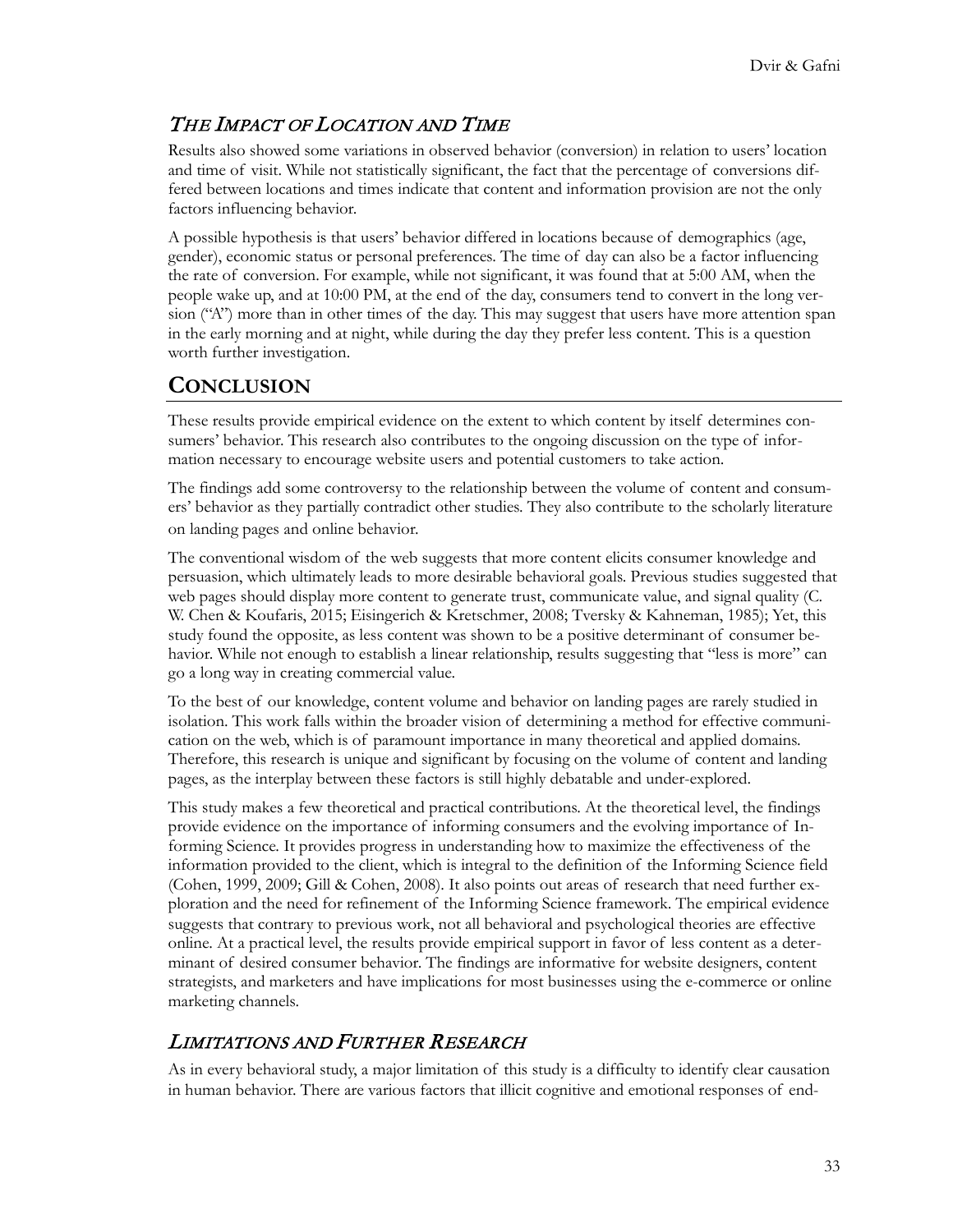### *The Impact of Location and Time*

Results also showed some variations in observed behavior (conversion) in relation to users' location and time of visit. While not statistically significant, the fact that the percentage of conversions differed between locations and times indicate that content and information provision are not the only factors influencing behavior.

A possible hypothesis is that users' behavior differed in locations because of demographics (age, gender), economic status or personal preferences. The time of day can also be a factor influencing the rate of conversion. For example, while not significant, it was found that at 5:00 AM, when the people wake up, and at 10:00 PM, at the end of the day, consumers tend to convert in the long version ("A") more than in other times of the day. This may suggest that users have more attention span in the early morning and at night, while during the day they prefer less content. This is a question worth further investigation.

## Conclusion

These results provide empirical evidence on the extent to which content by itself determines consumers' behavior. This research also contributes to the ongoing discussion on the type of information necessary to encourage website users and potential customers to take action.

The findings add some controversy to the relationship between the volume of content and consumers' behavior as they partially contradict other studies. They also contribute to the scholarly literature on landing pages and online behavior.

The conventional wisdom of the web suggests that more content elicits consumer knowledge and persuasion, which ultimately leads to more desirable behavioral goals. Previous studies suggested that web pages should display more content to generate trust, communicate value, and signal quality (C. W. Chen & Koufaris, 2015; Eisingerich & Kretschmer, 2008; Tversky & Kahneman, 1985); Yet, this study found the opposite, as less content was shown to be a positive determinant of consumer behavior. While not enough to establish a linear relationship, results suggesting that "less is more" can go a long way in creating commercial value.

To the best of our knowledge, content volume and behavior on landing pages are rarely studied in isolation. This work falls within the broader vision of determining a method for effective communication on the web, which is of paramount importance in many theoretical and applied domains. Therefore, this research is unique and significant by focusing on the volume of content and landing pages, as the interplay between these factors is still highly debatable and under-explored.

This study makes a few theoretical and practical contributions. At the theoretical level, the findings provide evidence on the importance of informing consumers and the evolving importance of Informing Science. It provides progress in understanding how to maximize the effectiveness of the information provided to the client, which is integral to the definition of the Informing Science field (Cohen, 1999, 2009; Gill & Cohen, 2008). It also points out areas of research that need further exploration and the need for refinement of the Informing Science framework. The empirical evidence suggests that contrary to previous work, not all behavioral and psychological theories are effective online. At a practical level, the results provide empirical support in favor of less content as a determinant of desired consumer behavior. The findings are informative for website designers, content strategists, and marketers and have implications for most businesses using the e-commerce or online marketing channels.

### *Limitations and Further Research*

As in every behavioral study, a major limitation of this study is a difficulty to identify clear causation in human behavior. There are various factors that illicit cognitive and emotional responses of end-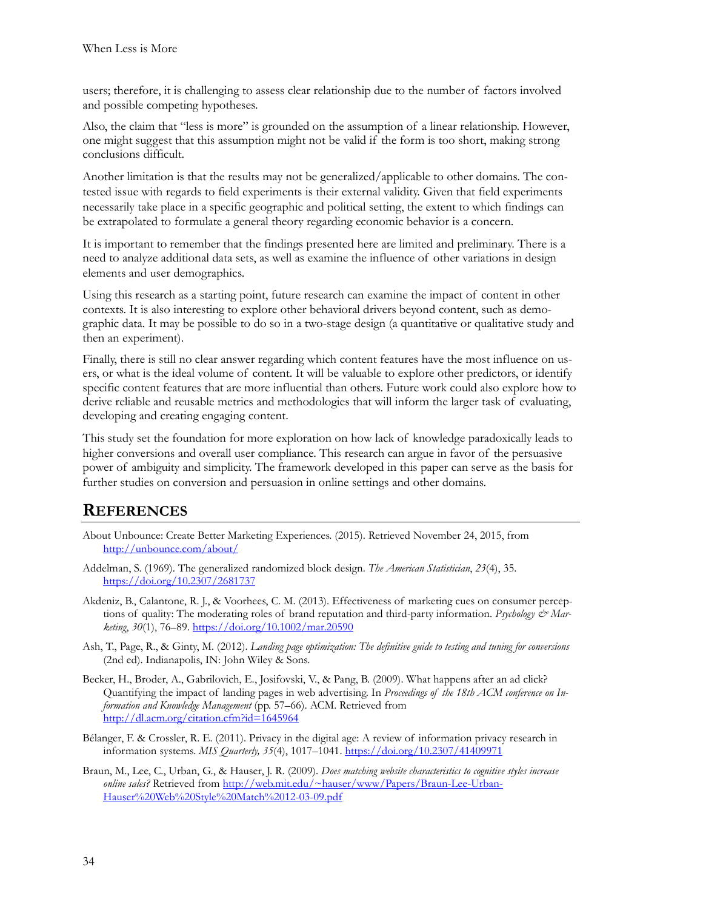users; therefore, it is challenging to assess clear relationship due to the number of factors involved and possible competing hypotheses.

Also, the claim that "less is more" is grounded on the assumption of a linear relationship. However, one might suggest that this assumption might not be valid if the form is too short, making strong conclusions difficult.

Another limitation is that the results may not be generalized/applicable to other domains. The contested issue with regards to field experiments is their external validity. Given that field experiments necessarily take place in a specific geographic and political setting, the extent to which findings can be extrapolated to formulate a general theory regarding economic behavior is a concern.

It is important to remember that the findings presented here are limited and preliminary. There is a need to analyze additional data sets, as well as examine the influence of other variations in design elements and user demographics.

Using this research as a starting point, future research can examine the impact of content in other contexts. It is also interesting to explore other behavioral drivers beyond content, such as demographic data. It may be possible to do so in a two-stage design (a quantitative or qualitative study and then an experiment).

Finally, there is still no clear answer regarding which content features have the most influence on users, or what is the ideal volume of content. It will be valuable to explore other predictors, or identify specific content features that are more influential than others. Future work could also explore how to derive reliable and reusable metrics and methodologies that will inform the larger task of evaluating, developing and creating engaging content.

This study set the foundation for more exploration on how lack of knowledge paradoxically leads to higher conversions and overall user compliance. This research can argue in favor of the persuasive power of ambiguity and simplicity. The framework developed in this paper can serve as the basis for further studies on conversion and persuasion in online settings and other domains.

## REFERENCES

About Unbounce: Create Better Marketing Experiences. (2015). Retrieved November 24, 2015, from http://unbounce.com/about/

Addelman, S. (1969). The generalized randomized block design. *The American Statistician*, *23*(4), 35. https://doi.org/10.2307/2681737

Akdeniz, B., Calantone, R. J., & Voorhees, C. M. (2013). Effectiveness of marketing cues on consumer perceptions of quality: The moderating roles of brand reputation and third-party information. *Psychology & Marketing*, *30*(1), 76–89. https://doi.org/10.1002/mar.20590

Ash, T., Page, R., & Ginty, M. (2012). *Landing page optimization: The definitive guide to testing and tuning for conversions* (2nd ed). Indianapolis, IN: John Wiley & Sons.

Becker, H., Broder, A., Gabrilovich, E., Josifovski, V., & Pang, B. (2009). What happens after an ad click? Quantifying the impact of landing pages in web advertising. In *Proceedings of the 18th ACM conference on Information and Knowledge Management* (pp. 57–66). ACM. Retrieved from http://dl.acm.org/citation.cfm?id=1645964

Bélanger, F. & Crossler, R. E. (2011). Privacy in the digital age: A review of information privacy research in information systems. *MIS Quarterly, 35*(4), 1017–1041. https://doi.org/10.2307/41409971

Braun, M., Lee, C., Urban, G., & Hauser, J. R. (2009). *Does matching website characteristics to cognitive styles increase online sales?* Retrieved from http://web.mit.edu/~hauser/www/Papers/Braun-Lee-Urban-Hauser%20Web%20Style%20Match%2012-03-09.pdf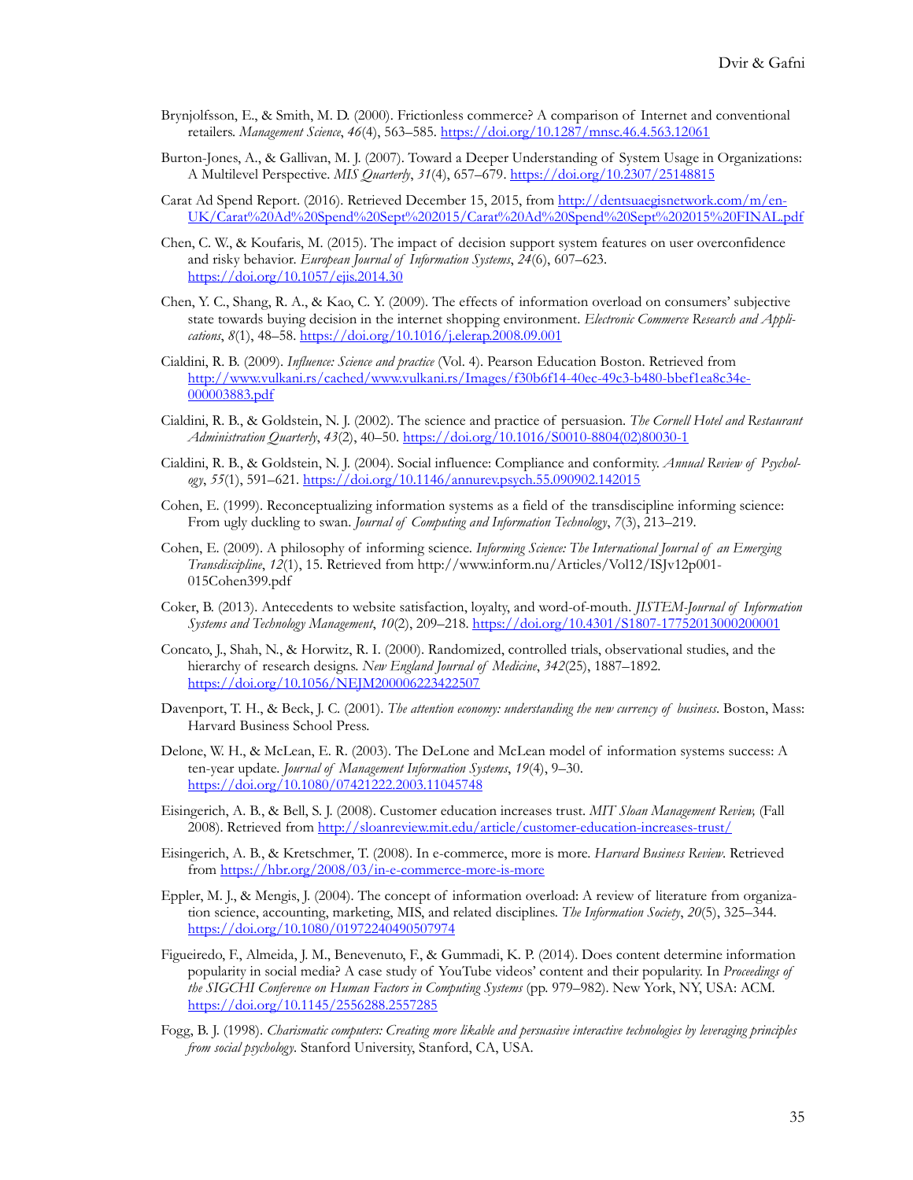Brynjolfsson, E., & Smith, M. D. (2000). Frictionless commerce? A comparison of Internet and conventional retailers. *Management Science*, *46*(4), 563–585. https://doi.org/10.1287/mnsc.46.4.563.12061

Burton-Jones, A., & Gallivan, M. J. (2007). Toward a Deeper Understanding of System Usage in Organizations: A Multilevel Perspective. *MIS Quarterly*, *31*(4), 657–679. https://doi.org/10.2307/25148815

Carat Ad Spend Report. (2016). Retrieved December 15, 2015, from http://dentsuaegisnetwork.com/m/en-UK/Carat%20Ad%20Spend%20Sept%202015/Carat%20Ad%20Spend%20Sept%202015%20FINAL.pdf

Chen, C. W., & Koufaris, M. (2015). The impact of decision support system features on user overconfidence and risky behavior. *European Journal of Information Systems*, *24*(6), 607–623. https://doi.org/10.1057/ejis.2014.30

Chen, Y. C., Shang, R. A., & Kao, C. Y. (2009). The effects of information overload on consumers' subjective state towards buying decision in the internet shopping environment. *Electronic Commerce Research and Applications*, *8*(1), 48–58. https://doi.org/10.1016/j.elerap.2008.09.001

Cialdini, R. B. (2009). *Influence: Science and practice* (Vol. 4). Pearson Education Boston. Retrieved from http://www.vulkani.rs/cached/www.vulkani.rs/Images/f30b6f14-40ec-49c3-b480-bbef1ea8c34e-000003883.pdf

Cialdini, R. B., & Goldstein, N. J. (2002). The science and practice of persuasion. *The Cornell Hotel and Restaurant Administration Quarterly*, *43*(2), 40–50. https://doi.org/10.1016/S0010-8804(02)80030-1

Cialdini, R. B., & Goldstein, N. J. (2004). Social influence: Compliance and conformity. *Annual Review of Psychology*, *55*(1), 591–621. https://doi.org/10.1146/annurev.psych.55.090902.142015

Cohen, E. (1999). Reconceptualizing information systems as a field of the transdiscipline informing science: From ugly duckling to swan. *Journal of Computing and Information Technology*, *7*(3), 213–219.

Cohen, E. (2009). A philosophy of informing science. *Informing Science: The International Journal of an Emerging Transdiscipline*, *12*(1), 15. Retrieved from http://www.inform.nu/Articles/Vol12/ISJv12p001-015Cohen399.pdf

Coker, B. (2013). Antecedents to website satisfaction, loyalty, and word-of-mouth. *JISTEM-Journal of Information Systems and Technology Management*, *10*(2), 209–218. https://doi.org/10.4301/S1807-17752013000200001

Concato, J., Shah, N., & Horwitz, R. I. (2000). Randomized, controlled trials, observational studies, and the hierarchy of research designs. *New England Journal of Medicine*, *342*(25), 1887–1892. https://doi.org/10.1056/NEJM200006223422507

Davenport, T. H., & Beck, J. C. (2001). *The attention economy: understanding the new currency of business*. Boston, Mass: Harvard Business School Press.

Delone, W. H., & McLean, E. R. (2003). The DeLone and McLean model of information systems success: A ten-year update. *Journal of Management Information Systems*, *19*(4), 9–30. https://doi.org/10.1080/07421222.2003.11045748

Eisingerich, A. B., & Bell, S. J. (2008). Customer education increases trust. *MIT Sloan Management Review,* (Fall 2008). Retrieved from http://sloanreview.mit.edu/article/customer-education-increases-trust/

Eisingerich, A. B., & Kretschmer, T. (2008). In e-commerce, more is more. *Harvard Business Review*. Retrieved from https://hbr.org/2008/03/in-e-commerce-more-is-more

Eppler, M. J., & Mengis, J. (2004). The concept of information overload: A review of literature from organization science, accounting, marketing, MIS, and related disciplines. *The Information Society*, *20*(5), 325–344. https://doi.org/10.1080/01972240490507974

Figueiredo, F., Almeida, J. M., Benevenuto, F., & Gummadi, K. P. (2014). Does content determine information popularity in social media? A case study of YouTube videos' content and their popularity. In *Proceedings of the SIGCHI Conference on Human Factors in Computing Systems* (pp. 979–982). New York, NY, USA: ACM. https://doi.org/10.1145/2556288.2557285

Fogg, B. J. (1998). *Charismatic computers: Creating more likable and persuasive interactive technologies by leveraging principles from social psychology*. Stanford University, Stanford, CA, USA.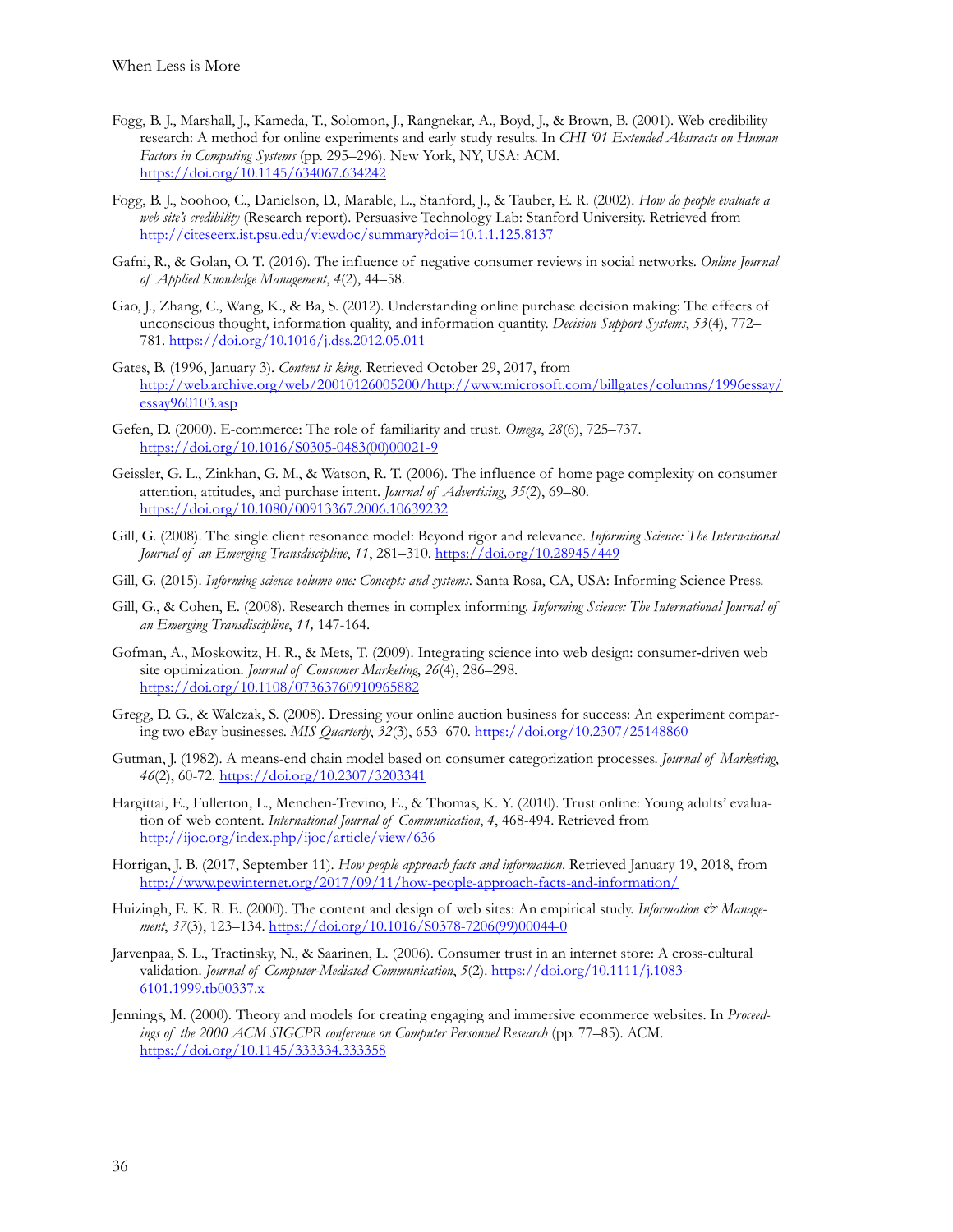Fogg, B. J., Marshall, J., Kameda, T., Solomon, J., Rangnekar, A., Boyd, J., & Brown, B. (2001). Web credibility research: A method for online experiments and early study results. In *CHI '01 Extended Abstracts on Human Factors in Computing Systems* (pp. 295–296). New York, NY, USA: ACM. https://doi.org/10.1145/634067.634242

Fogg, B. J., Soohoo, C., Danielson, D., Marable, L., Stanford, J., & Tauber, E. R. (2002). *How do people evaluate a web site's credibility* (Research report). Persuasive Technology Lab: Stanford University. Retrieved from http://citeseerx.ist.psu.edu/viewdoc/summary?doi=10.1.1.125.8137

Gafni, R., & Golan, O. T. (2016). The influence of negative consumer reviews in social networks. *Online Journal of Applied Knowledge Management*, *4*(2), 44–58.

Gao, J., Zhang, C., Wang, K., & Ba, S. (2012). Understanding online purchase decision making: The effects of unconscious thought, information quality, and information quantity. *Decision Support Systems*, *53*(4), 772–781. https://doi.org/10.1016/j.dss.2012.05.011

Gates, B. (1996, January 3). *Content is king*. Retrieved October 29, 2017, from http://web.archive.org/web/20010126005200/http://www.microsoft.com/billgates/columns/1996essay/essay960103.asp

Gefen, D. (2000). E-commerce: The role of familiarity and trust. *Omega*, *28*(6), 725–737. https://doi.org/10.1016/S0305-0483(00)00021-9

Geissler, G. L., Zinkhan, G. M., & Watson, R. T. (2006). The influence of home page complexity on consumer attention, attitudes, and purchase intent. *Journal of Advertising*, *35*(2), 69–80. https://doi.org/10.1080/00913367.2006.10639232

Gill, G. (2008). The single client resonance model: Beyond rigor and relevance. *Informing Science: The International Journal of an Emerging Transdiscipline*, *11*, 281–310. https://doi.org/10.28945/449

Gill, G. (2015). *Informing science volume one: Concepts and systems*. Santa Rosa, CA, USA: Informing Science Press.

Gill, G., & Cohen, E. (2008). Research themes in complex informing. *Informing Science: The International Journal of an Emerging Transdiscipline*, *11,* 147-164.

Gofman, A., Moskowitz, H. R., & Mets, T. (2009). Integrating science into web design: consumer-driven web site optimization. *Journal of Consumer Marketing*, *26*(4), 286–298. https://doi.org/10.1108/07363760910965882

Gregg, D. G., & Walczak, S. (2008). Dressing your online auction business for success: An experiment comparing two eBay businesses. *MIS Quarterly*, *32*(3), 653–670. https://doi.org/10.2307/25148860

Gutman, J. (1982). A means-end chain model based on consumer categorization processes. *Journal of Marketing*, *46*(2), 60-72. https://doi.org/10.2307/3203341

Hargittai, E., Fullerton, L., Menchen-Trevino, E., & Thomas, K. Y. (2010). Trust online: Young adults' evaluation of web content. *International Journal of Communication*, *4*, 468-494. Retrieved from http://ijoc.org/index.php/ijoc/article/view/636

Horrigan, J. B. (2017, September 11). *How people approach facts and information*. Retrieved January 19, 2018, from http://www.pewinternet.org/2017/09/11/how-people-approach-facts-and-information/

Huizingh, E. K. R. E. (2000). The content and design of web sites: An empirical study. *Information & Management*, *37*(3), 123–134. https://doi.org/10.1016/S0378-7206(99)00044-0

Jarvenpaa, S. L., Tractinsky, N., & Saarinen, L. (2006). Consumer trust in an internet store: A cross-cultural validation. *Journal of Computer-Mediated Communication*, *5*(2). https://doi.org/10.1111/j.1083-6101.1999.tb00337.x

Jennings, M. (2000). Theory and models for creating engaging and immersive ecommerce websites. In *Proceedings of the 2000 ACM SIGCPR conference on Computer Personnel Research* (pp. 77–85). ACM. https://doi.org/10.1145/333334.333358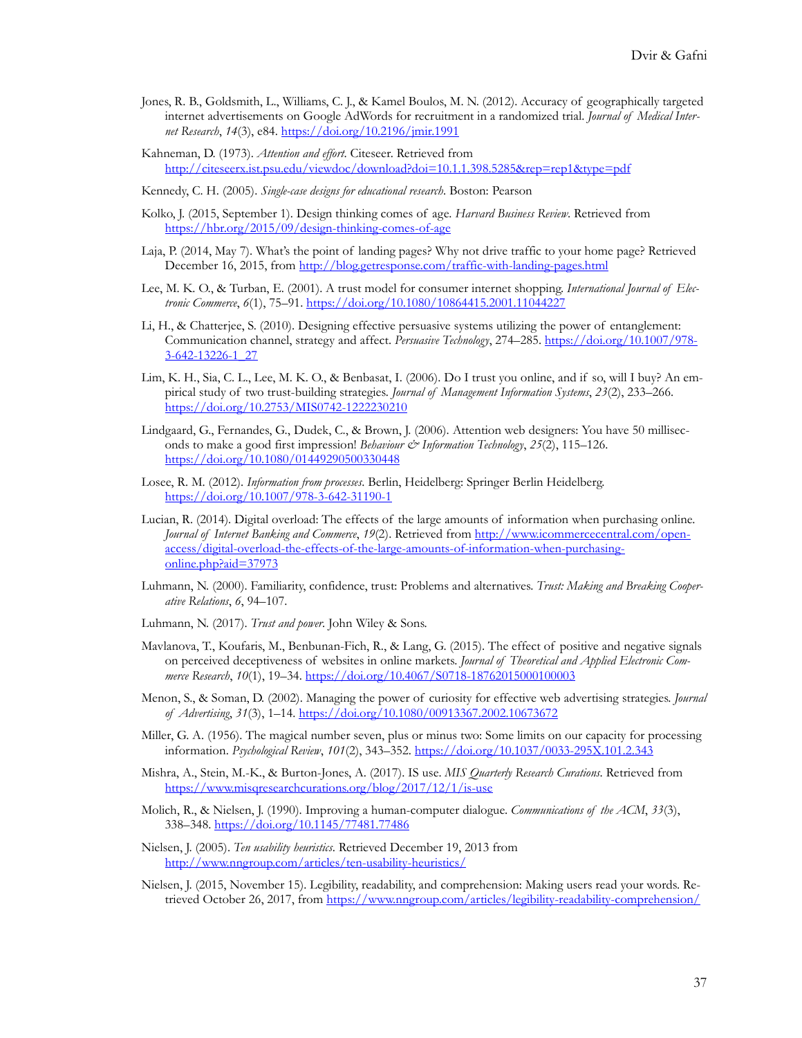Jones, R. B., Goldsmith, L., Williams, C. J., & Kamel Boulos, M. N. (2012). Accuracy of geographically targeted internet advertisements on Google AdWords for recruitment in a randomized trial. *Journal of Medical Internet Research*, *14*(3), e84. https://doi.org/10.2196/jmir.1991

Kahneman, D. (1973). *Attention and effort*. Citeseer. Retrieved from http://citeseerx.ist.psu.edu/viewdoc/download?doi=10.1.1.398.5285&rep=rep1&type=pdf

Kennedy, C. H. (2005). *Single-case designs for educational research*. Boston: Pearson

Kolko, J. (2015, September 1). Design thinking comes of age. *Harvard Business Review*. Retrieved from https://hbr.org/2015/09/design-thinking-comes-of-age

Laja, P. (2014, May 7). What's the point of landing pages? Why not drive traffic to your home page? Retrieved December 16, 2015, from http://blog.getresponse.com/traffic-with-landing-pages.html

Lee, M. K. O., & Turban, E. (2001). A trust model for consumer internet shopping. *International Journal of Electronic Commerce*, *6*(1), 75–91. https://doi.org/10.1080/10864415.2001.11044227

Li, H., & Chatterjee, S. (2010). Designing effective persuasive systems utilizing the power of entanglement: Communication channel, strategy and affect. *Persuasive Technology*, 274–285. https://doi.org/10.1007/978-3-642-13226-1_27

Lim, K. H., Sia, C. L., Lee, M. K. O., & Benbasat, I. (2006). Do I trust you online, and if so, will I buy? An empirical study of two trust-building strategies. *Journal of Management Information Systems*, *23*(2), 233–266. https://doi.org/10.2753/MIS0742-1222230210

Lindgaard, G., Fernandes, G., Dudek, C., & Brown, J. (2006). Attention web designers: You have 50 milliseconds to make a good first impression! *Behaviour & Information Technology*, *25*(2), 115–126. https://doi.org/10.1080/01449290500330448

Losee, R. M. (2012). *Information from processes*. Berlin, Heidelberg: Springer Berlin Heidelberg. https://doi.org/10.1007/978-3-642-31190-1

Lucian, R. (2014). Digital overload: The effects of the large amounts of information when purchasing online. *Journal of Internet Banking and Commerce*, *19*(2). Retrieved from http://www.icommercecentral.com/open-access/digital-overload-the-effects-of-the-large-amounts-of-information-when-purchasing-online.php?aid=37973

Luhmann, N. (2000). Familiarity, confidence, trust: Problems and alternatives. *Trust: Making and Breaking Cooperative Relations*, *6*, 94–107.

Luhmann, N. (2017). *Trust and power*. John Wiley & Sons.

Mavlanova, T., Koufaris, M., Benbunan-Fich, R., & Lang, G. (2015). The effect of positive and negative signals on perceived deceptiveness of websites in online markets. *Journal of Theoretical and Applied Electronic Commerce Research*, *10*(1), 19–34. https://doi.org/10.4067/S0718-18762015000100003

Menon, S., & Soman, D. (2002). Managing the power of curiosity for effective web advertising strategies. *Journal of Advertising*, *31*(3), 1–14. https://doi.org/10.1080/00913367.2002.10673672

Miller, G. A. (1956). The magical number seven, plus or minus two: Some limits on our capacity for processing information. *Psychological Review*, *101*(2), 343–352. https://doi.org/10.1037/0033-295X.101.2.343

Mishra, A., Stein, M.-K., & Burton-Jones, A. (2017). IS use. *MIS Quarterly Research Curations*. Retrieved from https://www.misqresearchcurations.org/blog/2017/12/1/is-use

Molich, R., & Nielsen, J. (1990). Improving a human-computer dialogue. *Communications of the ACM*, *33*(3), 338–348. https://doi.org/10.1145/77481.77486

Nielsen, J. (2005). *Ten usability heuristics*. Retrieved December 19, 2013 from http://www.nngroup.com/articles/ten-usability-heuristics/

Nielsen, J. (2015, November 15). Legibility, readability, and comprehension: Making users read your words. Retrieved October 26, 2017, from https://www.nngroup.com/articles/legibility-readability-comprehension/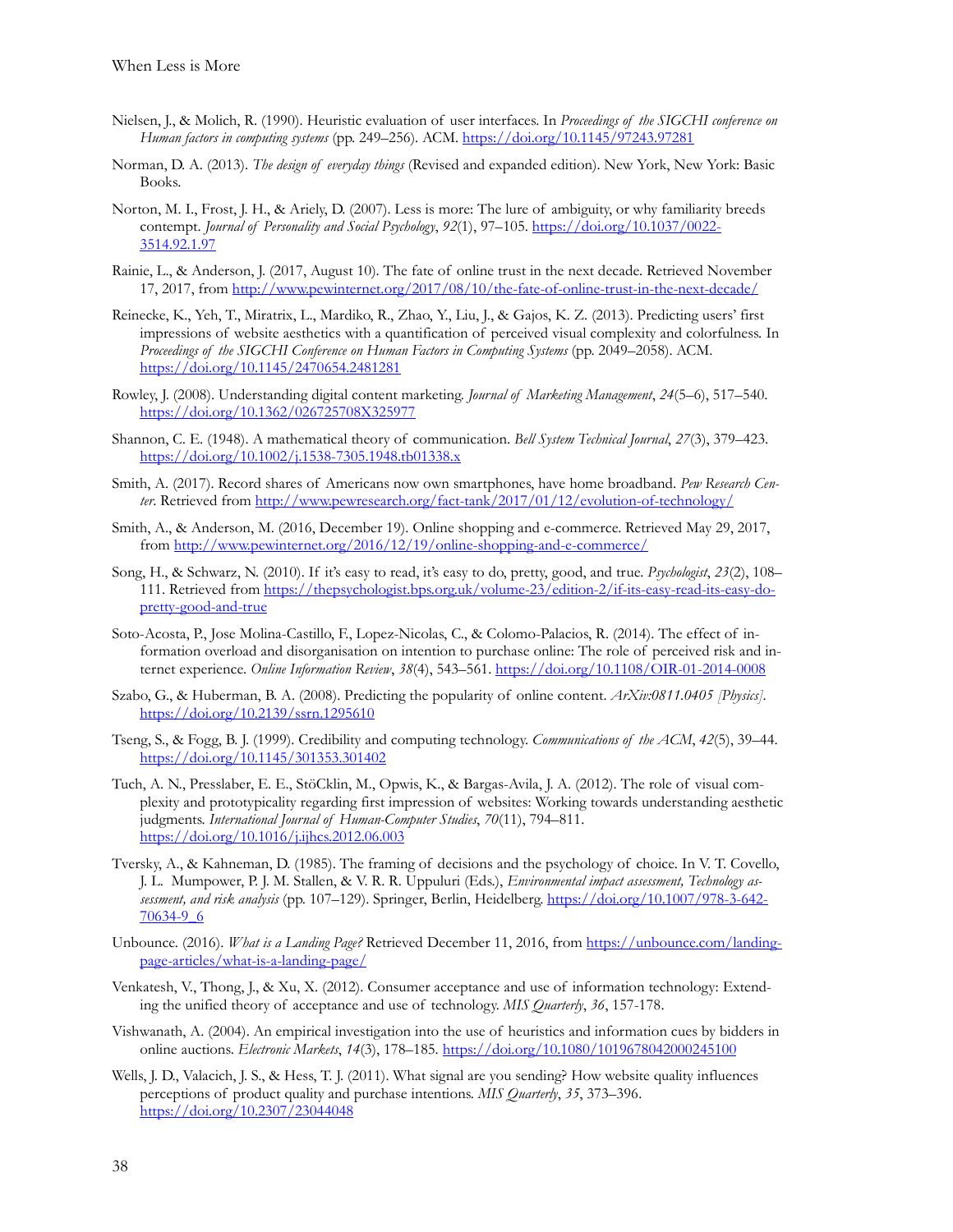Nielsen, J., & Molich, R. (1990). Heuristic evaluation of user interfaces. In *Proceedings of the SIGCHI conference on Human factors in computing systems* (pp. 249–256). ACM. https://doi.org/10.1145/97243.97281

Norman, D. A. (2013). *The design of everyday things* (Revised and expanded edition). New York, New York: Basic Books.

Norton, M. I., Frost, J. H., & Ariely, D. (2007). Less is more: The lure of ambiguity, or why familiarity breeds contempt. *Journal of Personality and Social Psychology*, *92*(1), 97–105. https://doi.org/10.1037/0022-3514.92.1.97

Rainie, L., & Anderson, J. (2017, August 10). The fate of online trust in the next decade. Retrieved November 17, 2017, from http://www.pewinternet.org/2017/08/10/the-fate-of-online-trust-in-the-next-decade/

Reinecke, K., Yeh, T., Miratrix, L., Mardiko, R., Zhao, Y., Liu, J., & Gajos, K. Z. (2013). Predicting users' first impressions of website aesthetics with a quantification of perceived visual complexity and colorfulness. In *Proceedings of the SIGCHI Conference on Human Factors in Computing Systems* (pp. 2049–2058). ACM. https://doi.org/10.1145/2470654.2481281

Rowley, J. (2008). Understanding digital content marketing. *Journal of Marketing Management*, *24*(5–6), 517–540. https://doi.org/10.1362/026725708X325977

Shannon, C. E. (1948). A mathematical theory of communication. *Bell System Technical Journal*, *27*(3), 379–423. https://doi.org/10.1002/j.1538-7305.1948.tb01338.x

Smith, A. (2017). Record shares of Americans now own smartphones, have home broadband. *Pew Research Center*. Retrieved from http://www.pewresearch.org/fact-tank/2017/01/12/evolution-of-technology/

Smith, A., & Anderson, M. (2016, December 19). Online shopping and e-commerce. Retrieved May 29, 2017, from http://www.pewinternet.org/2016/12/19/online-shopping-and-e-commerce/

Song, H., & Schwarz, N. (2010). If it's easy to read, it's easy to do, pretty, good, and true. *Psychologist*, *23*(2), 108–111. Retrieved from https://thepsychologist.bps.org.uk/volume-23/edition-2/if-its-easy-read-its-easy-do-pretty-good-and-true

Soto-Acosta, P., Jose Molina-Castillo, F., Lopez-Nicolas, C., & Colomo-Palacios, R. (2014). The effect of information overload and disorganisation on intention to purchase online: The role of perceived risk and internet experience. *Online Information Review*, *38*(4), 543–561. https://doi.org/10.1108/OIR-01-2014-0008

Szabo, G., & Huberman, B. A. (2008). Predicting the popularity of online content. *ArXiv:0811.0405 [Physics]*. https://doi.org/10.2139/ssrn.1295610

Tseng, S., & Fogg, B. J. (1999). Credibility and computing technology. *Communications of the ACM*, *42*(5), 39–44. https://doi.org/10.1145/301353.301402

Tuch, A. N., Presslaber, E. E., StöCklin, M., Opwis, K., & Bargas-Avila, J. A. (2012). The role of visual complexity and prototypicality regarding first impression of websites: Working towards understanding aesthetic judgments. *International Journal of Human-Computer Studies*, *70*(11), 794–811. https://doi.org/10.1016/j.ijhcs.2012.06.003

Tversky, A., & Kahneman, D. (1985). The framing of decisions and the psychology of choice. In V. T. Covello, J. L. Mumpower, P. J. M. Stallen, & V. R. R. Uppuluri (Eds.), *Environmental impact assessment, Technology assessment, and risk analysis* (pp. 107–129). Springer, Berlin, Heidelberg. https://doi.org/10.1007/978-3-642-70634-9_6

Unbounce. (2016). *What is a Landing Page?* Retrieved December 11, 2016, from https://unbounce.com/landing-page-articles/what-is-a-landing-page/

Venkatesh, V., Thong, J., & Xu, X. (2012). Consumer acceptance and use of information technology: Extending the unified theory of acceptance and use of technology. *MIS Quarterly*, *36*, 157-178.

Vishwanath, A. (2004). An empirical investigation into the use of heuristics and information cues by bidders in online auctions. *Electronic Markets*, *14*(3), 178–185. https://doi.org/10.1080/1019678042000245100

Wells, J. D., Valacich, J. S., & Hess, T. J. (2011). What signal are you sending? How website quality influences perceptions of product quality and purchase intentions. *MIS Quarterly*, *35*, 373–396. https://doi.org/10.2307/23044048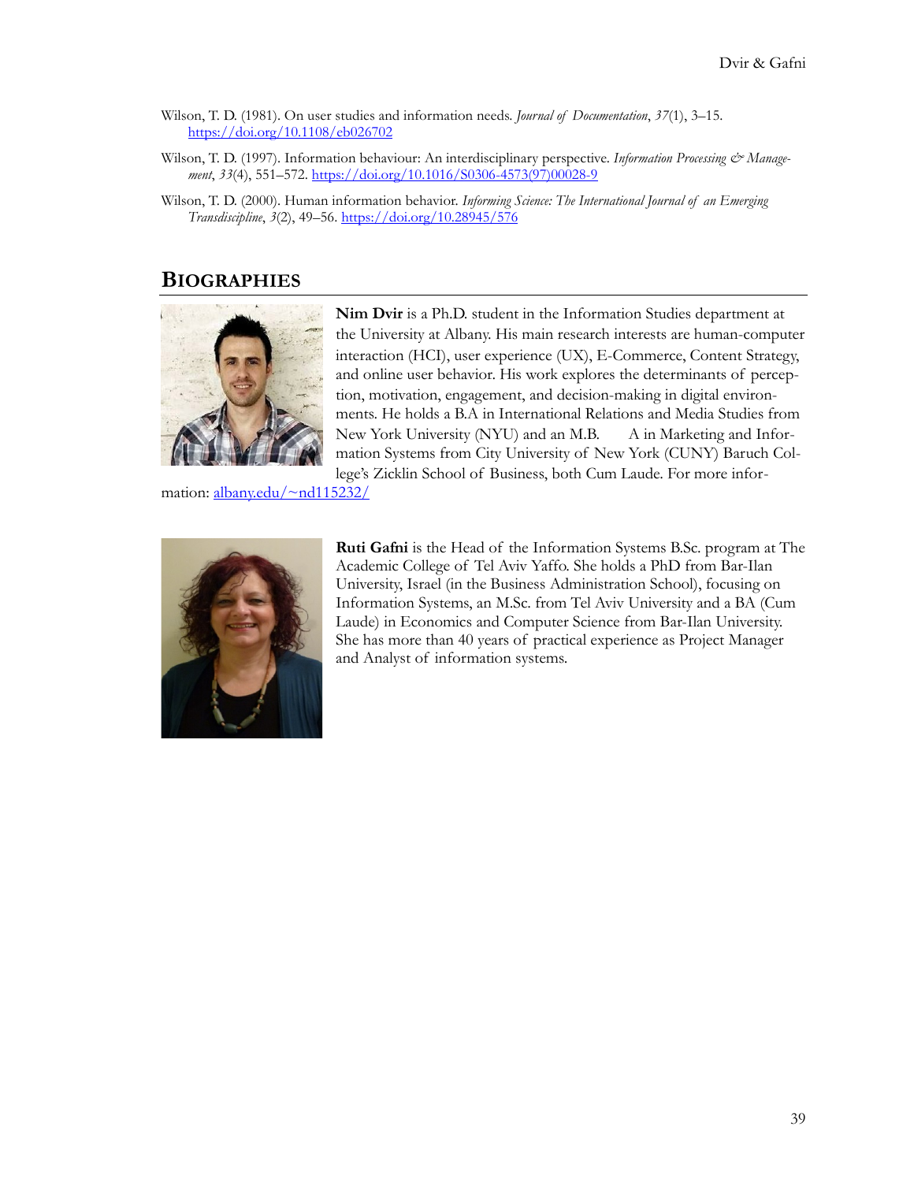Wilson, T. D. (1981). On user studies and information needs. *Journal of Documentation*, *37*(1), 3–15. https://doi.org/10.1108/eb026702

Wilson, T. D. (1997). Information behaviour: An interdisciplinary perspective. *Information Processing & Management*, *33*(4), 551–572. https://doi.org/10.1016/S0306-4573(97)00028-9

Wilson, T. D. (2000). Human information behavior. *Informing Science: The International Journal of an Emerging Transdiscipline*, *3*(2), 49–56. https://doi.org/10.28945/576

## BIOGRAPHIES

**Nim Dvir** is a Ph.D. student in the Information Studies department at the University at Albany. His main research interests are human-computer interaction (HCI), user experience (UX), E-Commerce, Content Strategy, and online user behavior. His work explores the determinants of perception, motivation, engagement, and decision-making in digital environments. He holds a B.A in International Relations and Media Studies from New York University (NYU) and an M.B. A in Marketing and Information Systems from City University of New York (CUNY) Baruch College's Zicklin School of Business, both Cum Laude. For more information: albany.edu/~nd115232/

**Ruti Gafni** is the Head of the Information Systems B.Sc. program at The Academic College of Tel Aviv Yaffo. She holds a PhD from Bar-Ilan University, Israel (in the Business Administration School), focusing on Information Systems, an M.Sc. from Tel Aviv University and a BA (Cum Laude) in Economics and Computer Science from Bar-Ilan University. She has more than 40 years of practical experience as Project Manager and Analyst of information systems.